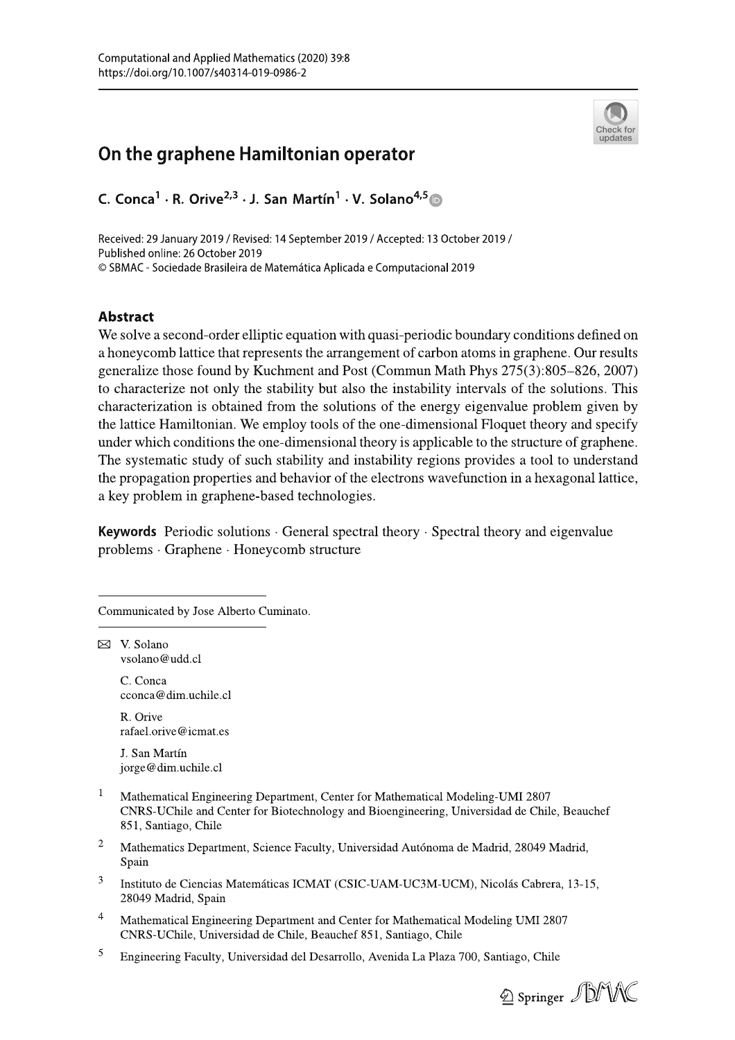# On the graphene Hamiltonian operator

C. Conca[1] · R. Orive[2,3] · J. San Martín[1] · V. Solano[4,5]

Received: 29 January 2019 / Revised: 14 September 2019 / Accepted: 13 October 2019 / Published online: 26 October 2019
© SBMAC - Sociedade Brasileira de Matemática Aplicada e Computacional 2019

## Abstract

We solve a second-order elliptic equation with quasi-periodic boundary conditions defined on a honeycomb lattice that represents the arrangement of carbon atoms in graphene. Our results generalize those found by Kuchment and Post (Commun Math Phys 275(3):805–826, 2007) to characterize not only the stability but also the instability intervals of the solutions. This characterization is obtained from the solutions of the energy eigenvalue problem given by the lattice Hamiltonian. We employ tools of the one-dimensional Floquet theory and specify under which conditions the one-dimensional theory is applicable to the structure of graphene. The systematic study of such stability and instability regions provides a tool to understand the propagation properties and behavior of the electrons wavefunction in a hexagonal lattice, a key problem in graphene-based technologies.

**Keywords** Periodic solutions · General spectral theory · Spectral theory and eigenvalue problems · Graphene · Honeycomb structure

Communicated by Jose Alberto Cuminato.

✉ V. Solano
vsolano@udd.cl

C. Conca
cconca@dim.uchile.cl

R. Orive
rafael.orive@icmat.es

J. San Martín
jorge@dim.uchile.cl

[1] Mathematical Engineering Department, Center for Mathematical Modeling-UMI 2807 CNRS-UChile and Center for Biotechnology and Bioengineering, Universidad de Chile, Beauchef 851, Santiago, Chile

[2] Mathematics Department, Science Faculty, Universidad Autónoma de Madrid, 28049 Madrid, Spain

[3] Instituto de Ciencias Matemáticas ICMAT (CSIC-UAM-UC3M-UCM), Nicolás Cabrera, 13-15, 28049 Madrid, Spain

[4] Mathematical Engineering Department and Center for Mathematical Modeling UMI 2807 CNRS-UChile, Universidad de Chile, Beauchef 851, Santiago, Chile

[5] Engineering Faculty, Universidad del Desarrollo, Avenida La Plaza 700, Santiago, Chile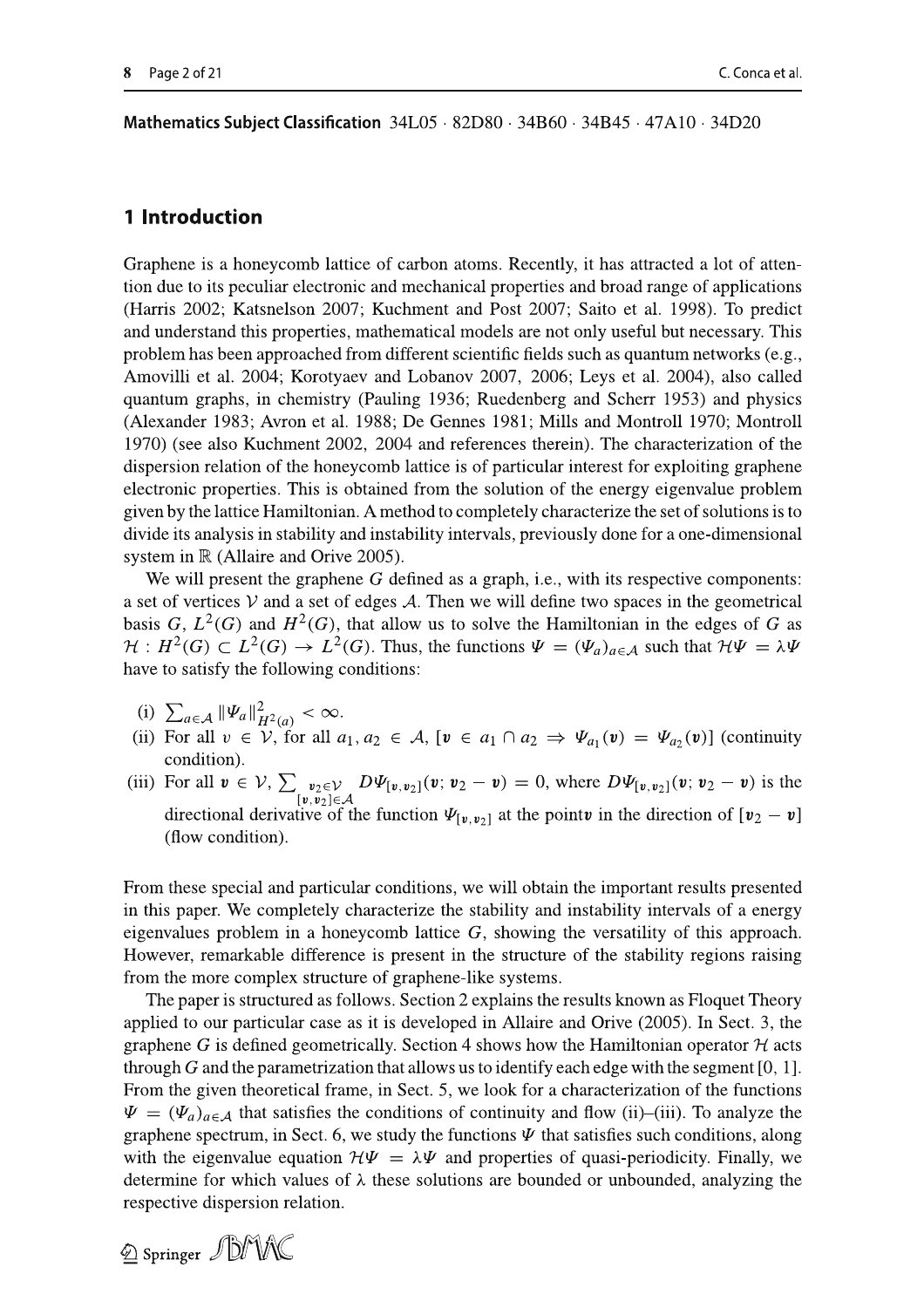**Mathematics Subject Classification** 34L05 · 82D80 · 34B60 · 34B45 · 47A10 · 34D20

## 1 Introduction

Graphene is a honeycomb lattice of carbon atoms. Recently, it has attracted a lot of attention due to its peculiar electronic and mechanical properties and broad range of applications (Harris 2002; Katsnelson 2007; Kuchment and Post 2007; Saito et al. 1998). To predict and understand this properties, mathematical models are not only useful but necessary. This problem has been approached from different scientific fields such as quantum networks (e.g., Amovilli et al. 2004; Korotyaev and Lobanov 2007, 2006; Leys et al. 2004), also called quantum graphs, in chemistry (Pauling 1936; Ruedenberg and Scherr 1953) and physics (Alexander 1983; Avron et al. 1988; De Gennes 1981; Mills and Montroll 1970; Montroll 1970) (see also Kuchment 2002, 2004 and references therein). The characterization of the dispersion relation of the honeycomb lattice is of particular interest for exploiting graphene electronic properties. This is obtained from the solution of the energy eigenvalue problem given by the lattice Hamiltonian. A method to completely characterize the set of solutions is to divide its analysis in stability and instability intervals, previously done for a one-dimensional system in $\mathbb{R}$ (Allaire and Orive 2005).

We will present the graphene $G$ defined as a graph, i.e., with its respective components: a set of vertices $\mathcal{V}$ and a set of edges $\mathcal{A}$. Then we will define two spaces in the geometrical basis $G$, $L^2(G)$ and $H^2(G)$, that allow us to solve the Hamiltonian in the edges of $G$ as $\mathcal{H} : H^2(G) \subset L^2(G) \to L^2(G)$. Thus, the functions $\Psi = (\Psi_a)_{a\in\mathcal{A}}$ such that $\mathcal{H}\Psi = \lambda\Psi$ have to satisfy the following conditions:

(i) $\sum_{a\in\mathcal{A}} \|\Psi_a\|^2_{H^2(a)} < \infty$.

(ii) For all $v \in \mathcal{V}$, for all $a_1, a_2 \in \mathcal{A}$, $[\boldsymbol{v} \in a_1 \cap a_2 \Rightarrow \Psi_{a_1}(\boldsymbol{v}) = \Psi_{a_2}(\boldsymbol{v})]$ (continuity condition).

(iii) For all $\boldsymbol{v} \in \mathcal{V}$, $\sum_{\substack{\boldsymbol{v}_2\in\mathcal{V} \\ [\boldsymbol{v},\boldsymbol{v}_2]\in\mathcal{A}}} D\Psi_{[\boldsymbol{v},\boldsymbol{v}_2]}(\boldsymbol{v}; \boldsymbol{v}_2 - \boldsymbol{v}) = 0$, where $D\Psi_{[\boldsymbol{v},\boldsymbol{v}_2]}(\boldsymbol{v}; \boldsymbol{v}_2 - \boldsymbol{v})$ is the directional derivative of the function $\Psi_{[\boldsymbol{v},\boldsymbol{v}_2]}$ at the point$\boldsymbol{v}$ in the direction of $[\boldsymbol{v}_2 - \boldsymbol{v}]$ (flow condition).

From these special and particular conditions, we will obtain the important results presented in this paper. We completely characterize the stability and instability intervals of a energy eigenvalues problem in a honeycomb lattice $G$, showing the versatility of this approach. However, remarkable difference is present in the structure of the stability regions raising from the more complex structure of graphene-like systems.

The paper is structured as follows. Section 2 explains the results known as Floquet Theory applied to our particular case as it is developed in Allaire and Orive (2005). In Sect. 3, the graphene $G$ is defined geometrically. Section 4 shows how the Hamiltonian operator $\mathcal{H}$ acts through $G$ and the parametrization that allows us to identify each edge with the segment $[0, 1]$. From the given theoretical frame, in Sect. 5, we look for a characterization of the functions $\Psi = (\Psi_a)_{a\in\mathcal{A}}$ that satisfies the conditions of continuity and flow (ii)–(iii). To analyze the graphene spectrum, in Sect. 6, we study the functions $\Psi$ that satisfies such conditions, along with the eigenvalue equation $\mathcal{H}\Psi = \lambda\Psi$ and properties of quasi-periodicity. Finally, we determine for which values of $\lambda$ these solutions are bounded or unbounded, analyzing the respective dispersion relation.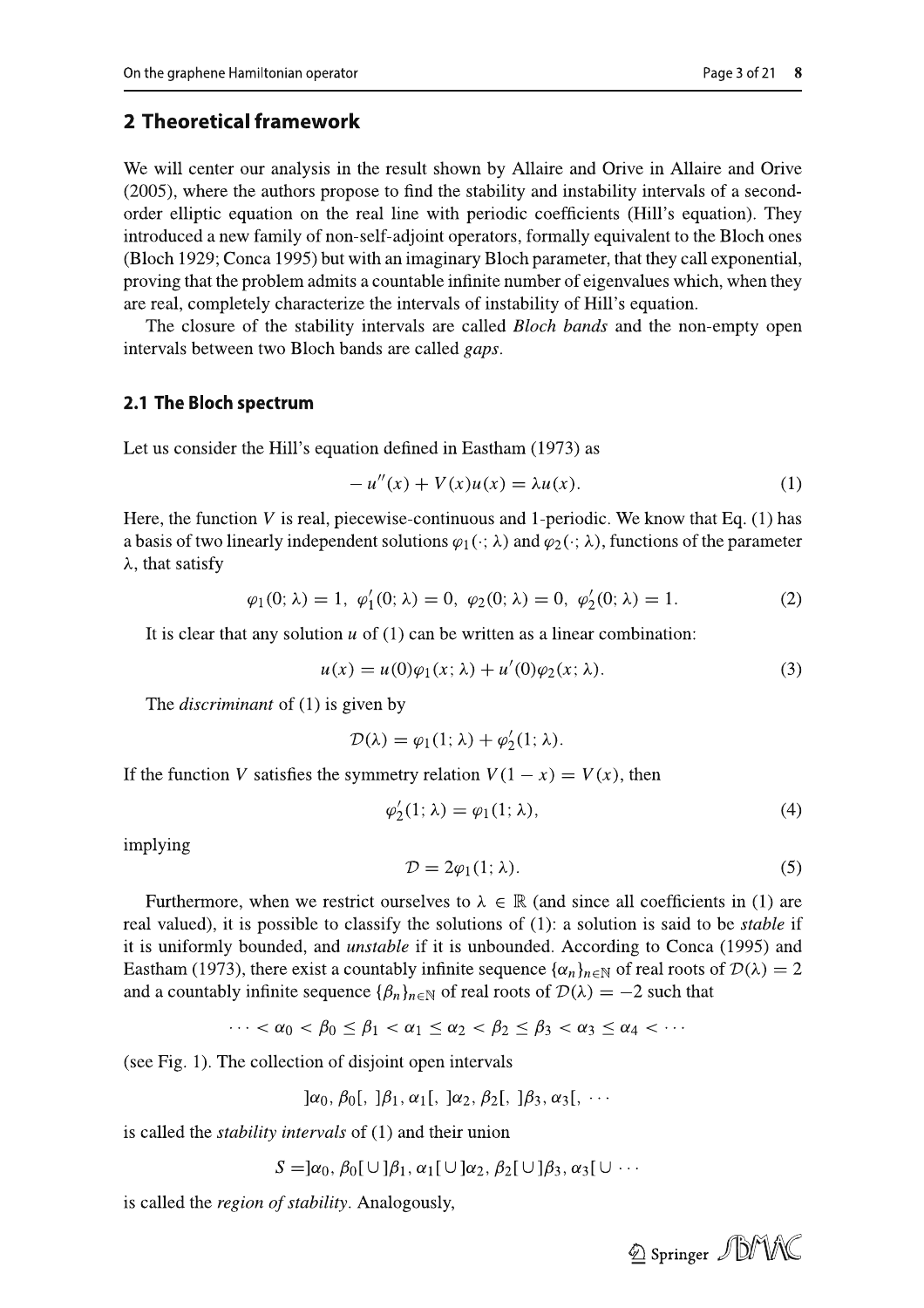## 2 Theoretical framework

We will center our analysis in the result shown by Allaire and Orive in Allaire and Orive (2005), where the authors propose to find the stability and instability intervals of a second-order elliptic equation on the real line with periodic coefficients (Hill's equation). They introduced a new family of non-self-adjoint operators, formally equivalent to the Bloch ones (Bloch 1929; Conca 1995) but with an imaginary Bloch parameter, that they call exponential, proving that the problem admits a countable infinite number of eigenvalues which, when they are real, completely characterize the intervals of instability of Hill's equation.

The closure of the stability intervals are called *Bloch bands* and the non-empty open intervals between two Bloch bands are called *gaps*.

### 2.1 The Bloch spectrum

Let us consider the Hill's equation defined in Eastham (1973) as

$$- u''(x) + V(x)u(x) = \lambda u(x). \tag{1}$$

Here, the function $V$ is real, piecewise-continuous and 1-periodic. We know that Eq. (1) has a basis of two linearly independent solutions $\varphi_1(\cdot;\lambda)$ and $\varphi_2(\cdot;\lambda)$, functions of the parameter $\lambda$, that satisfy

$$\varphi_1(0;\lambda) = 1,\ \varphi_1'(0;\lambda) = 0,\ \varphi_2(0;\lambda) = 0,\ \varphi_2'(0;\lambda) = 1. \tag{2}$$

It is clear that any solution $u$ of (1) can be written as a linear combination:

$$u(x) = u(0)\varphi_1(x;\lambda) + u'(0)\varphi_2(x;\lambda). \tag{3}$$

The *discriminant* of (1) is given by

$$\mathcal{D}(\lambda) = \varphi_1(1;\lambda) + \varphi_2'(1;\lambda).$$

If the function $V$ satisfies the symmetry relation $V(1-x) = V(x)$, then

$$\varphi_2'(1;\lambda) = \varphi_1(1;\lambda), \tag{4}$$

implying

$$\mathcal{D} = 2\varphi_1(1;\lambda). \tag{5}$$

Furthermore, when we restrict ourselves to $\lambda \in \mathbb{R}$ (and since all coefficients in (1) are real valued), it is possible to classify the solutions of (1): a solution is said to be *stable* if it is uniformly bounded, and *unstable* if it is unbounded. According to Conca (1995) and Eastham (1973), there exist a countably infinite sequence $\{\alpha_n\}_{n\in\mathbb{N}}$ of real roots of $\mathcal{D}(\lambda) = 2$ and a countably infinite sequence $\{\beta_n\}_{n\in\mathbb{N}}$ of real roots of $\mathcal{D}(\lambda) = -2$ such that

$$\cdots < \alpha_0 < \beta_0 \leq \beta_1 < \alpha_1 \leq \alpha_2 < \beta_2 \leq \beta_3 < \alpha_3 \leq \alpha_4 < \cdots$$

(see Fig. 1). The collection of disjoint open intervals

$$]\alpha_0, \beta_0[,\ ]\beta_1, \alpha_1[,\ ]\alpha_2, \beta_2[,\ ]\beta_3, \alpha_3[,\ \cdots$$

is called the *stability intervals* of (1) and their union

$$S = ]\alpha_0, \beta_0[ \cup ]\beta_1, \alpha_1[ \cup ]\alpha_2, \beta_2[ \cup ]\beta_3, \alpha_3[ \cup \cdots$$

is called the *region of stability*. Analogously,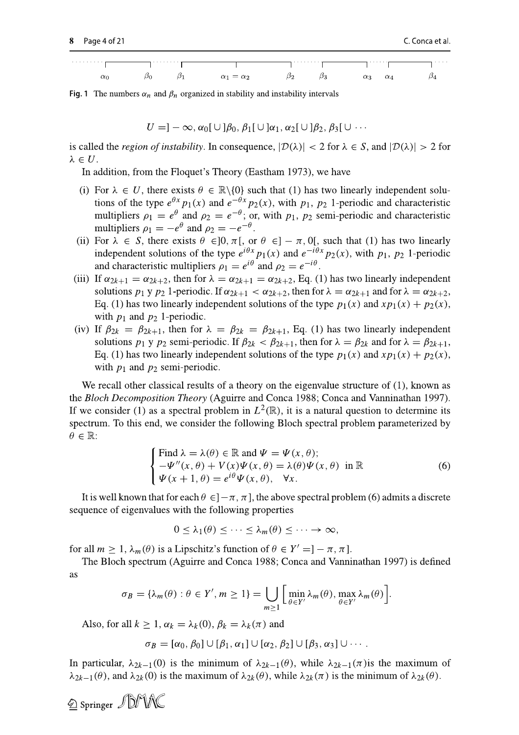$\alpha_0 \quad \beta_0 \quad \beta_1 \quad \alpha_1 = \alpha_2 \quad \beta_2 \quad \beta_3 \quad \alpha_3 \quad \alpha_4 \quad \beta_4$

**Fig. 1** The numbers $\alpha_n$ and $\beta_n$ organized in stability and instability intervals

$$U = ]-\infty, \alpha_0[ \cup ]\beta_0, \beta_1[ \cup ]\alpha_1, \alpha_2[ \cup ]\beta_2, \beta_3[ \cup \cdots$$

is called the *region of instability*. In consequence, $|\mathcal{D}(\lambda)| < 2$ for $\lambda \in S$, and $|\mathcal{D}(\lambda)| > 2$ for $\lambda \in U$.

In addition, from the Floquet's Theory (Eastham 1973), we have

(i) For $\lambda \in U$, there exists $\theta \in \mathbb{R}\backslash\{0\}$ such that (1) has two linearly independent solutions of the type $e^{\theta x} p_1(x)$ and $e^{-\theta x} p_2(x)$, with $p_1$, $p_2$ 1-periodic and characteristic multipliers $\rho_1 = e^{\theta}$ and $\rho_2 = e^{-\theta}$; or, with $p_1$, $p_2$ semi-periodic and characteristic multipliers $\rho_1 = -e^{\theta}$ and $\rho_2 = -e^{-\theta}$.

(ii) For $\lambda \in S$, there exists $\theta \in ]0, \pi[$, or $\theta \in ]-\pi, 0[$, such that (1) has two linearly independent solutions of the type $e^{i\theta x} p_1(x)$ and $e^{-i\theta x} p_2(x)$, with $p_1$, $p_2$ 1-periodic and characteristic multipliers $\rho_1 = e^{i\theta}$ and $\rho_2 = e^{-i\theta}$.

(iii) If $\alpha_{2k+1} = \alpha_{2k+2}$, then for $\lambda = \alpha_{2k+1} = \alpha_{2k+2}$, Eq. (1) has two linearly independent solutions $p_1$ y $p_2$ 1-periodic. If $\alpha_{2k+1} < \alpha_{2k+2}$, then for $\lambda = \alpha_{2k+1}$ and for $\lambda = \alpha_{2k+2}$, Eq. (1) has two linearly independent solutions of the type $p_1(x)$ and $xp_1(x) + p_2(x)$, with $p_1$ and $p_2$ 1-periodic.

(iv) If $\beta_{2k} = \beta_{2k+1}$, then for $\lambda = \beta_{2k} = \beta_{2k+1}$, Eq. (1) has two linearly independent solutions $p_1$ y $p_2$ semi-periodic. If $\beta_{2k} < \beta_{2k+1}$, then for $\lambda = \beta_{2k}$ and for $\lambda = \beta_{2k+1}$, Eq. (1) has two linearly independent solutions of the type $p_1(x)$ and $xp_1(x) + p_2(x)$, with $p_1$ and $p_2$ semi-periodic.

We recall other classical results of a theory on the eigenvalue structure of (1), known as the *Bloch Decomposition Theory* (Aguirre and Conca 1988; Conca and Vanninathan 1997). If we consider (1) as a spectral problem in $L^2(\mathbb{R})$, it is a natural question to determine its spectrum. To this end, we consider the following Bloch spectral problem parameterized by $\theta \in \mathbb{R}$:

$$\begin{cases} \text{Find } \lambda = \lambda(\theta) \in \mathbb{R} \text{ and } \Psi = \Psi(x, \theta); \\ -\Psi''(x, \theta) + V(x)\Psi(x, \theta) = \lambda(\theta)\Psi(x, \theta) \;\; \text{in } \mathbb{R} \\ \Psi(x + 1, \theta) = e^{i\theta}\Psi(x, \theta), \quad \forall x. \end{cases} \tag{6}$$

It is well known that for each $\theta \in ]-\pi, \pi]$, the above spectral problem (6) admits a discrete sequence of eigenvalues with the following properties

$$0 \leq \lambda_1(\theta) \leq \cdots \leq \lambda_m(\theta) \leq \cdots \to \infty,$$

for all $m \geq 1$, $\lambda_m(\theta)$ is a Lipschitz's function of $\theta \in Y' = ]-\pi, \pi]$.

The Bloch spectrum (Aguirre and Conca 1988; Conca and Vanninathan 1997) is defined as

$$\sigma_B = \{\lambda_m(\theta) : \theta \in Y', m \geq 1\} = \bigcup_{m \geq 1} \Big[ \min_{\theta \in Y'} \lambda_m(\theta), \max_{\theta \in Y'} \lambda_m(\theta) \Big].$$

Also, for all $k \geq 1$, $\alpha_k = \lambda_k(0)$, $\beta_k = \lambda_k(\pi)$ and

$$\sigma_B = [\alpha_0, \beta_0] \cup [\beta_1, \alpha_1] \cup [\alpha_2, \beta_2] \cup [\beta_3, \alpha_3] \cup \cdots.$$

In particular, $\lambda_{2k-1}(0)$ is the minimum of $\lambda_{2k-1}(\theta)$, while $\lambda_{2k-1}(\pi)$is the maximum of $\lambda_{2k-1}(\theta)$, and $\lambda_{2k}(0)$ is the maximum of $\lambda_{2k}(\theta)$, while $\lambda_{2k}(\pi)$ is the minimum of $\lambda_{2k}(\theta)$.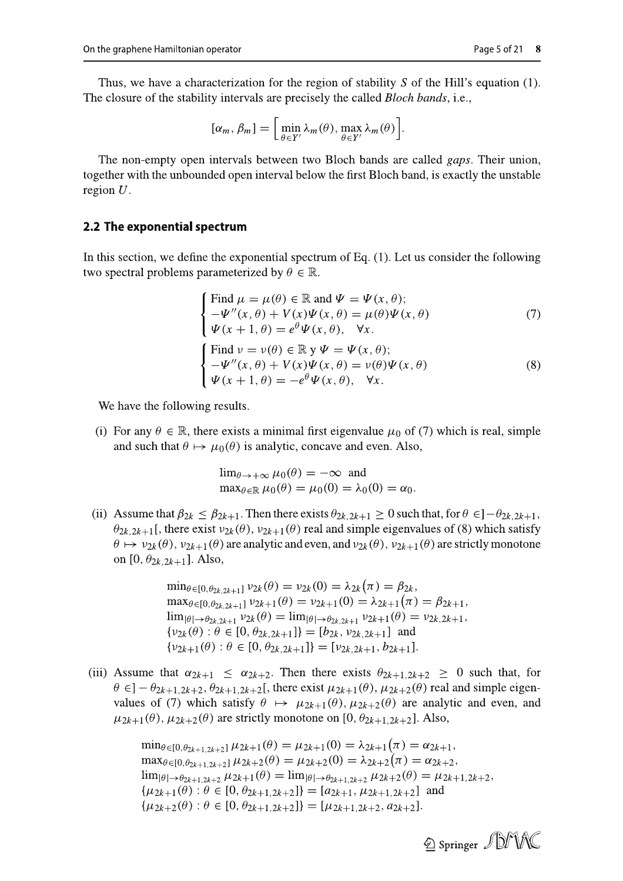Thus, we have a characterization for the region of stability $S$ of the Hill's equation (1). The closure of the stability intervals are precisely the called *Bloch bands*, i.e.,

$$[\alpha_m, \beta_m] = \Big[\min_{\theta \in Y'} \lambda_m(\theta), \max_{\theta \in Y'} \lambda_m(\theta)\Big].$$

The non-empty open intervals between two Bloch bands are called *gaps*. Their union, together with the unbounded open interval below the first Bloch band, is exactly the unstable region $U$.

## 2.2 The exponential spectrum

In this section, we define the exponential spectrum of Eq. (1). Let us consider the following two spectral problems parameterized by $\theta \in \mathbb{R}$.

$$\begin{cases} \text{Find } \mu = \mu(\theta) \in \mathbb{R} \text{ and } \Psi = \Psi(x, \theta); \\ -\Psi''(x, \theta) + V(x)\Psi(x, \theta) = \mu(\theta)\Psi(x, \theta) \\ \Psi(x + 1, \theta) = e^{\theta}\Psi(x, \theta), \quad \forall x. \end{cases} \tag{7}$$

$$\begin{cases} \text{Find } \nu = \nu(\theta) \in \mathbb{R} \text{ y } \Psi = \Psi(x, \theta); \\ -\Psi''(x, \theta) + V(x)\Psi(x, \theta) = \nu(\theta)\Psi(x, \theta) \\ \Psi(x + 1, \theta) = -e^{\theta}\Psi(x, \theta), \quad \forall x. \end{cases} \tag{8}$$

We have the following results.

(i) For any $\theta \in \mathbb{R}$, there exists a minimal first eigenvalue $\mu_0$ of (7) which is real, simple and such that $\theta \mapsto \mu_0(\theta)$ is analytic, concave and even. Also,

$$\lim_{\theta \to +\infty} \mu_0(\theta) = -\infty \quad \text{and}$$
$$\max_{\theta \in \mathbb{R}} \mu_0(\theta) = \mu_0(0) = \lambda_0(0) = \alpha_0.$$

(ii) Assume that $\beta_{2k} \leq \beta_{2k+1}$. Then there exists $\theta_{2k,2k+1} \geq 0$ such that, for $\theta \in ]-\theta_{2k,2k+1}, \theta_{2k,2k+1}[$, there exist $\nu_{2k}(\theta)$, $\nu_{2k+1}(\theta)$ real and simple eigenvalues of (8) which satisfy $\theta \mapsto \nu_{2k}(\theta)$, $\nu_{2k+1}(\theta)$ are analytic and even, and $\nu_{2k}(\theta)$, $\nu_{2k+1}(\theta)$ are strictly monotone on $[0, \theta_{2k,2k+1}]$. Also,

$$\min_{\theta \in [0, \theta_{2k,2k+1}]} \nu_{2k}(\theta) = \nu_{2k}(0) = \lambda_{2k}(\pi) = \beta_{2k},$$
$$\max_{\theta \in [0, \theta_{2k,2k+1}]} \nu_{2k+1}(\theta) = \nu_{2k+1}(0) = \lambda_{2k+1}(\pi) = \beta_{2k+1},$$
$$\lim_{|\theta| \to \theta_{2k,2k+1}} \nu_{2k}(\theta) = \lim_{|\theta| \to \theta_{2k,2k+1}} \nu_{2k+1}(\theta) = \nu_{2k,2k+1},$$
$$\{\nu_{2k}(\theta) : \theta \in [0, \theta_{2k,2k+1}]\} = [b_{2k}, \nu_{2k,2k+1}] \quad \text{and}$$
$$\{\nu_{2k+1}(\theta) : \theta \in [0, \theta_{2k,2k+1}]\} = [\nu_{2k,2k+1}, b_{2k+1}].$$

(iii) Assume that $\alpha_{2k+1} \leq \alpha_{2k+2}$. Then there exists $\theta_{2k+1,2k+2} \geq 0$ such that, for $\theta \in ]-\theta_{2k+1,2k+2}, \theta_{2k+1,2k+2}[$, there exist $\mu_{2k+1}(\theta)$, $\mu_{2k+2}(\theta)$ real and simple eigenvalues of (7) which satisfy $\theta \mapsto \mu_{2k+1}(\theta)$, $\mu_{2k+2}(\theta)$ are analytic and even, and $\mu_{2k+1}(\theta)$, $\mu_{2k+2}(\theta)$ are strictly monotone on $[0, \theta_{2k+1,2k+2}]$. Also,

$$\min_{\theta \in [0, \theta_{2k+1,2k+2}]} \mu_{2k+1}(\theta) = \mu_{2k+1}(0) = \lambda_{2k+1}(\pi) = \alpha_{2k+1},$$
$$\max_{\theta \in [0, \theta_{2k+1,2k+2}]} \mu_{2k+2}(\theta) = \mu_{2k+2}(0) = \lambda_{2k+2}(\pi) = \alpha_{2k+2},$$
$$\lim_{|\theta| \to \theta_{2k+1,2k+2}} \mu_{2k+1}(\theta) = \lim_{|\theta| \to \theta_{2k+1,2k+2}} \mu_{2k+2}(\theta) = \mu_{2k+1,2k+2},$$
$$\{\mu_{2k+1}(\theta) : \theta \in [0, \theta_{2k+1,2k+2}]\} = [a_{2k+1}, \mu_{2k+1,2k+2}] \quad \text{and}$$
$$\{\mu_{2k+2}(\theta) : \theta \in [0, \theta_{2k+1,2k+2}]\} = [\mu_{2k+1,2k+2}, a_{2k+2}].$$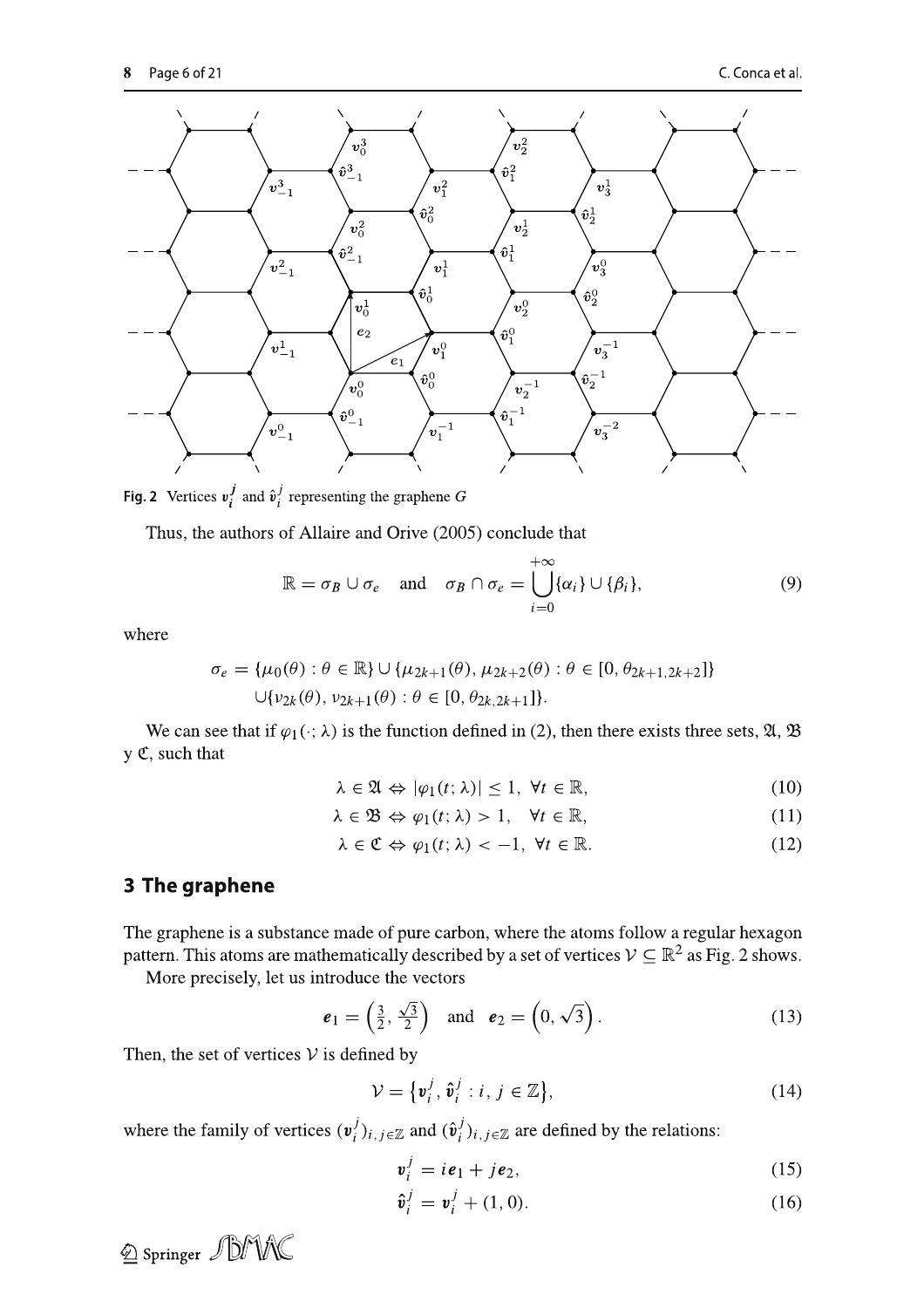Fig. 2 Vertices $\boldsymbol{v}_i^j$ and $\hat{\boldsymbol{v}}_i^j$ representing the graphene $G$

Thus, the authors of Allaire and Orive (2005) conclude that

$$\mathbb{R} = \sigma_B \cup \sigma_e \quad \text{and} \quad \sigma_B \cap \sigma_e = \bigcup_{i=0}^{+\infty} \{\alpha_i\} \cup \{\beta_i\}, \tag{9}$$

where

$$\sigma_e = \{\mu_0(\theta) : \theta \in \mathbb{R}\} \cup \{\mu_{2k+1}(\theta), \mu_{2k+2}(\theta) : \theta \in [0, \theta_{2k+1,2k+2}]\}$$
$$\cup \{\nu_{2k}(\theta), \nu_{2k+1}(\theta) : \theta \in [0, \theta_{2k,2k+1}]\}.$$

We can see that if $\varphi_1(\cdot; \lambda)$ is the function defined in (2), then there exists three sets, $\mathfrak{A}$, $\mathfrak{B}$ y $\mathfrak{C}$, such that

$$\lambda \in \mathfrak{A} \Leftrightarrow |\varphi_1(t; \lambda)| \leq 1, \ \forall t \in \mathbb{R}, \tag{10}$$

$$\lambda \in \mathfrak{B} \Leftrightarrow \varphi_1(t; \lambda) > 1, \quad \forall t \in \mathbb{R}, \tag{11}$$

$$\lambda \in \mathfrak{C} \Leftrightarrow \varphi_1(t; \lambda) < -1, \ \forall t \in \mathbb{R}. \tag{12}$$

## 3 The graphene

The graphene is a substance made of pure carbon, where the atoms follow a regular hexagon pattern. This atoms are mathematically described by a set of vertices $\mathcal{V} \subseteq \mathbb{R}^2$ as Fig. 2 shows.

More precisely, let us introduce the vectors

$$\boldsymbol{e}_1 = \left(\frac{3}{2}, \frac{\sqrt{3}}{2}\right) \quad \text{and} \quad \boldsymbol{e}_2 = \left(0, \sqrt{3}\right). \tag{13}$$

Then, the set of vertices $\mathcal{V}$ is defined by

$$\mathcal{V} = \left\{\boldsymbol{v}_i^j, \hat{\boldsymbol{v}}_i^j : i, j \in \mathbb{Z}\right\}, \tag{14}$$

where the family of vertices $(\boldsymbol{v}_i^j)_{i,j\in\mathbb{Z}}$ and $(\hat{\boldsymbol{v}}_i^j)_{i,j\in\mathbb{Z}}$ are defined by the relations:

$$\boldsymbol{v}_i^j = i\boldsymbol{e}_1 + j\boldsymbol{e}_2, \tag{15}$$

$$\hat{\boldsymbol{v}}_i^j = \boldsymbol{v}_i^j + (1, 0). \tag{16}$$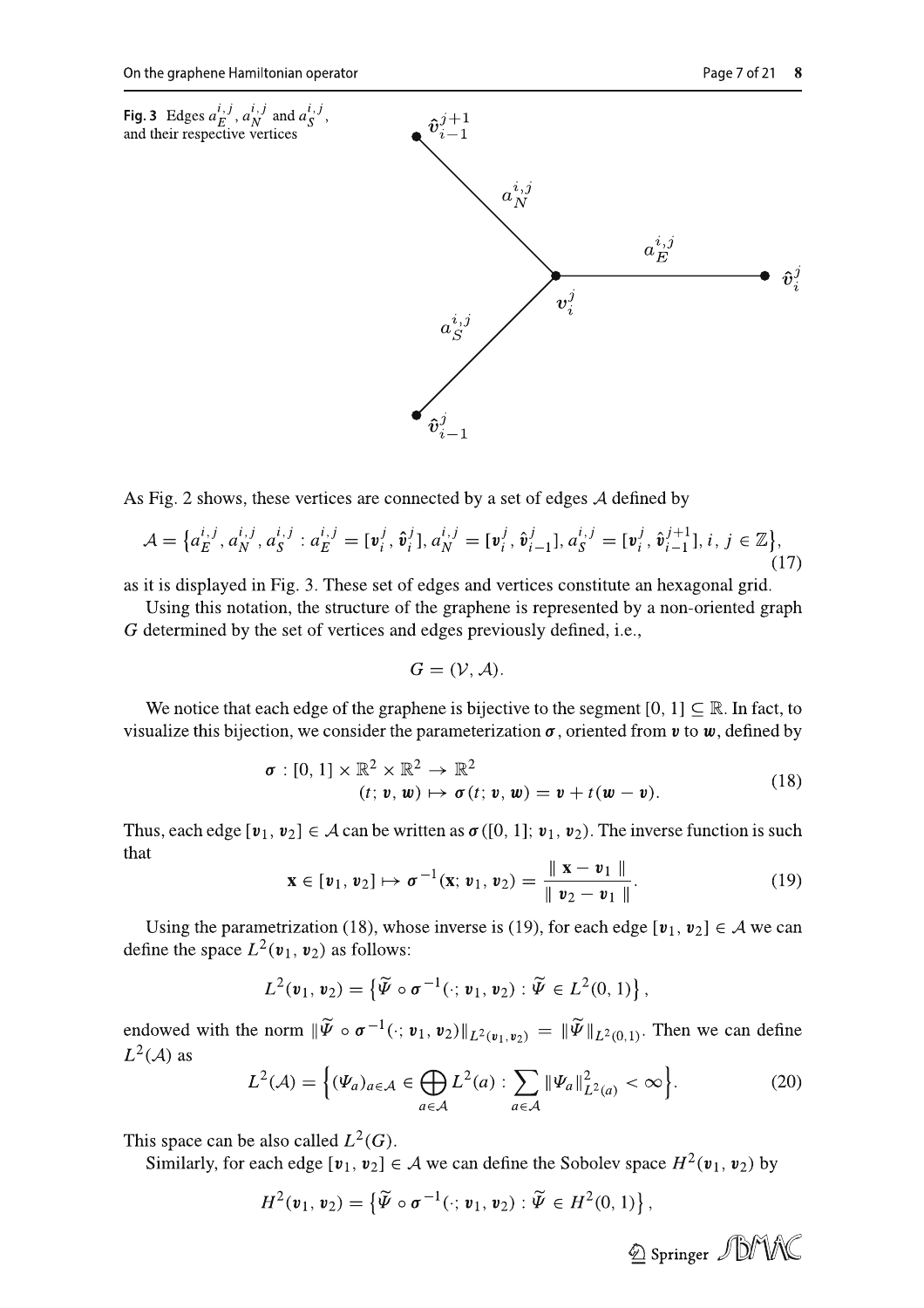Fig. 3 Edges $a_E^{i,j}$, $a_N^{i,j}$ and $a_S^{i,j}$, and their respective vertices

As Fig. 2 shows, these vertices are connected by a set of edges $\mathcal{A}$ defined by

$$\mathcal{A} = \{a_E^{i,j}, a_N^{i,j}, a_S^{i,j} : a_E^{i,j} = [\boldsymbol{v}_i^j, \hat{\boldsymbol{v}}_i^j], a_N^{i,j} = [\boldsymbol{v}_i^j, \hat{\boldsymbol{v}}_{i-1}^j], a_S^{i,j} = [\boldsymbol{v}_i^j, \hat{\boldsymbol{v}}_{i-1}^{j+1}], i, j \in \mathbb{Z}\}, \tag{17}$$

as it is displayed in Fig. 3. These set of edges and vertices constitute an hexagonal grid.

Using this notation, the structure of the graphene is represented by a non-oriented graph $G$ determined by the set of vertices and edges previously defined, i.e.,

$$G = (\mathcal{V}, \mathcal{A}).$$

We notice that each edge of the graphene is bijective to the segment $[0, 1] \subseteq \mathbb{R}$. In fact, to visualize this bijection, we consider the parameterization $\boldsymbol{\sigma}$, oriented from $\boldsymbol{v}$ to $\boldsymbol{w}$, defined by

$$\begin{aligned} \boldsymbol{\sigma} : [0, 1] \times \mathbb{R}^2 \times \mathbb{R}^2 &\to \mathbb{R}^2 \\ (t; \boldsymbol{v}, \boldsymbol{w}) &\mapsto \boldsymbol{\sigma}(t; \boldsymbol{v}, \boldsymbol{w}) = \boldsymbol{v} + t(\boldsymbol{w} - \boldsymbol{v}). \end{aligned} \tag{18}$$

Thus, each edge $[\boldsymbol{v}_1, \boldsymbol{v}_2] \in \mathcal{A}$ can be written as $\boldsymbol{\sigma}([0, 1]; \boldsymbol{v}_1, \boldsymbol{v}_2)$. The inverse function is such that

$$\mathbf{x} \in [\boldsymbol{v}_1, \boldsymbol{v}_2] \mapsto \boldsymbol{\sigma}^{-1}(\mathbf{x}; \boldsymbol{v}_1, \boldsymbol{v}_2) = \frac{\| \mathbf{x} - \boldsymbol{v}_1 \|}{\| \boldsymbol{v}_2 - \boldsymbol{v}_1 \|}. \tag{19}$$

Using the parametrization (18), whose inverse is (19), for each edge $[\boldsymbol{v}_1, \boldsymbol{v}_2] \in \mathcal{A}$ we can define the space $L^2(\boldsymbol{v}_1, \boldsymbol{v}_2)$ as follows:

$$L^2(\boldsymbol{v}_1, \boldsymbol{v}_2) = \left\{ \widetilde{\Psi} \circ \boldsymbol{\sigma}^{-1}(\cdot; \boldsymbol{v}_1, \boldsymbol{v}_2) : \widetilde{\Psi} \in L^2(0, 1) \right\},$$

endowed with the norm $\|\widetilde{\Psi} \circ \boldsymbol{\sigma}^{-1}(\cdot; \boldsymbol{v}_1, \boldsymbol{v}_2)\|_{L^2(\boldsymbol{v}_1, \boldsymbol{v}_2)} = \|\widetilde{\Psi}\|_{L^2(0,1)}$. Then we can define $L^2(\mathcal{A})$ as

$$L^2(\mathcal{A}) = \Big\{ (\Psi_a)_{a \in \mathcal{A}} \in \bigoplus_{a \in \mathcal{A}} L^2(a) : \sum_{a \in \mathcal{A}} \|\Psi_a\|^2_{L^2(a)} < \infty \Big\}. \tag{20}$$

This space can be also called $L^2(G)$.

Similarly, for each edge $[\boldsymbol{v}_1, \boldsymbol{v}_2] \in \mathcal{A}$ we can define the Sobolev space $H^2(\boldsymbol{v}_1, \boldsymbol{v}_2)$ by

$$H^2(\boldsymbol{v}_1, \boldsymbol{v}_2) = \left\{ \widetilde{\Psi} \circ \boldsymbol{\sigma}^{-1}(\cdot; \boldsymbol{v}_1, \boldsymbol{v}_2) : \widetilde{\Psi} \in H^2(0, 1) \right\},$$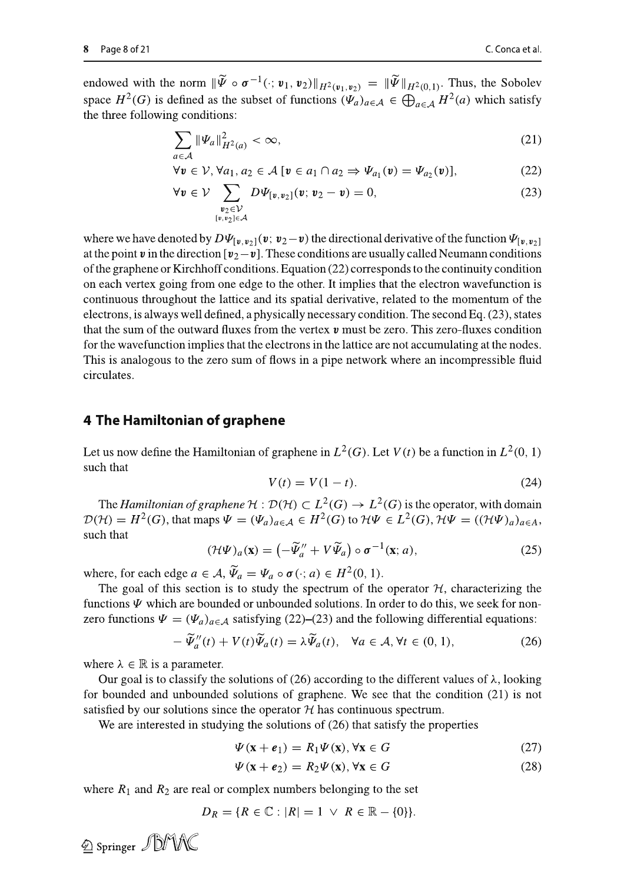endowed with the norm $\|\widetilde{\Psi} \circ \boldsymbol{\sigma}^{-1}(\cdot; \boldsymbol{v}_1, \boldsymbol{v}_2)\|_{H^2(\boldsymbol{v}_1,\boldsymbol{v}_2)} = \|\widetilde{\Psi}\|_{H^2(0,1)}$. Thus, the Sobolev space $H^2(G)$ is defined as the subset of functions $(\Psi_a)_{a\in\mathcal{A}} \in \bigoplus_{a\in\mathcal{A}} H^2(a)$ which satisfy the three following conditions:

$$\sum_{a\in\mathcal{A}} \|\Psi_a\|^2_{H^2(a)} < \infty, \tag{21}$$

$$\forall \boldsymbol{v} \in \mathcal{V}, \forall a_1, a_2 \in \mathcal{A}\ [\boldsymbol{v} \in a_1 \cap a_2 \Rightarrow \Psi_{a_1}(\boldsymbol{v}) = \Psi_{a_2}(\boldsymbol{v})], \tag{22}$$

$$\forall \boldsymbol{v} \in \mathcal{V} \sum_{\substack{\boldsymbol{v}_2\in\mathcal{V} \\ [\boldsymbol{v},\boldsymbol{v}_2]\in\mathcal{A}}} D\Psi_{[\boldsymbol{v},\boldsymbol{v}_2]}(\boldsymbol{v}; \boldsymbol{v}_2 - \boldsymbol{v}) = 0, \tag{23}$$

where we have denoted by $D\Psi_{[\boldsymbol{v},\boldsymbol{v}_2]}(\boldsymbol{v}; \boldsymbol{v}_2-\boldsymbol{v})$ the directional derivative of the function $\Psi_{[\boldsymbol{v},\boldsymbol{v}_2]}$ at the point $\boldsymbol{v}$ in the direction $[\boldsymbol{v}_2-\boldsymbol{v}]$. These conditions are usually called Neumann conditions of the graphene or Kirchhoff conditions. Equation (22) corresponds to the continuity condition on each vertex going from one edge to the other. It implies that the electron wavefunction is continuous throughout the lattice and its spatial derivative, related to the momentum of the electrons, is always well defined, a physically necessary condition. The second Eq. (23), states that the sum of the outward fluxes from the vertex $\boldsymbol{v}$ must be zero. This zero-fluxes condition for the wavefunction implies that the electrons in the lattice are not accumulating at the nodes. This is analogous to the zero sum of flows in a pipe network where an incompressible fluid circulates.

## 4 The Hamiltonian of graphene

Let us now define the Hamiltonian of graphene in $L^2(G)$. Let $V(t)$ be a function in $L^2(0, 1)$ such that

$$V(t) = V(1 - t). \tag{24}$$

The *Hamiltonian of graphene* $\mathcal{H} : \mathcal{D}(\mathcal{H}) \subset L^2(G) \to L^2(G)$ is the operator, with domain $\mathcal{D}(\mathcal{H}) = H^2(G)$, that maps $\Psi = (\Psi_a)_{a\in\mathcal{A}} \in H^2(G)$ to $\mathcal{H}\Psi \in L^2(G)$, $\mathcal{H}\Psi = ((\mathcal{H}\Psi)_a)_{a\in A}$, such that

$$(\mathcal{H}\Psi)_a(\mathbf{x}) = \left(-\widetilde{\Psi}_a'' + V\widetilde{\Psi}_a\right) \circ \boldsymbol{\sigma}^{-1}(\mathbf{x}; a), \tag{25}$$

where, for each edge $a \in \mathcal{A}$, $\widetilde{\Psi}_a = \Psi_a \circ \boldsymbol{\sigma}(\cdot; a) \in H^2(0, 1)$.

The goal of this section is to study the spectrum of the operator $\mathcal{H}$, characterizing the functions $\Psi$ which are bounded or unbounded solutions. In order to do this, we seek for non-zero functions $\Psi = (\Psi_a)_{a\in\mathcal{A}}$ satisfying (22)–(23) and the following differential equations:

$$-\widetilde{\Psi}_a''(t) + V(t)\widetilde{\Psi}_a(t) = \lambda\widetilde{\Psi}_a(t), \quad \forall a \in \mathcal{A}, \forall t \in (0, 1), \tag{26}$$

where $\lambda \in \mathbb{R}$ is a parameter.

Our goal is to classify the solutions of (26) according to the different values of $\lambda$, looking for bounded and unbounded solutions of graphene. We see that the condition (21) is not satisfied by our solutions since the operator $\mathcal{H}$ has continuous spectrum.

We are interested in studying the solutions of (26) that satisfy the properties

$$\Psi(\mathbf{x} + \boldsymbol{e}_1) = R_1\Psi(\mathbf{x}), \forall \mathbf{x} \in G \tag{27}$$

$$\Psi(\mathbf{x} + \boldsymbol{e}_2) = R_2\Psi(\mathbf{x}), \forall \mathbf{x} \in G \tag{28}$$

where $R_1$ and $R_2$ are real or complex numbers belonging to the set

$$D_R = \{R \in \mathbb{C} : |R| = 1 \ \vee \ R \in \mathbb{R} - \{0\}\}.$$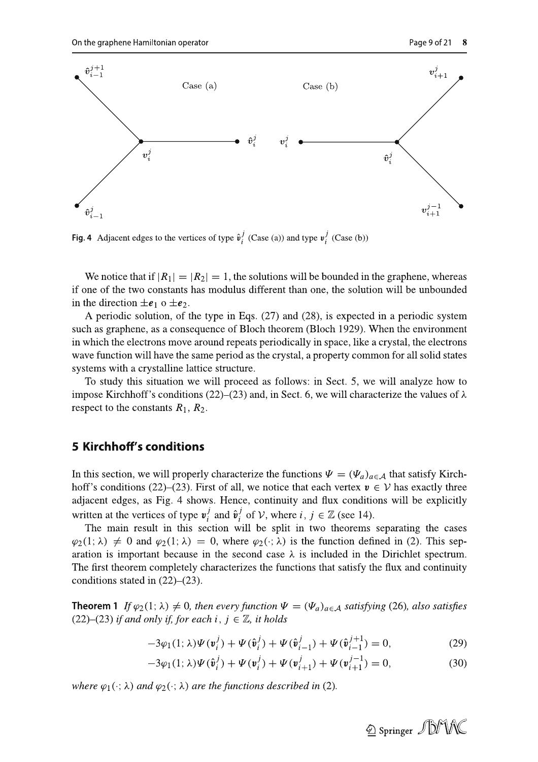**Fig. 4** Adjacent edges to the vertices of type $\hat{\boldsymbol{v}}_i^j$ (Case (a)) and type $\boldsymbol{v}_i^j$ (Case (b))

We notice that if $|R_1| = |R_2| = 1$, the solutions will be bounded in the graphene, whereas if one of the two constants has modulus different than one, the solution will be unbounded in the direction $\pm \boldsymbol{e}_1$ o $\pm \boldsymbol{e}_2$.

A periodic solution, of the type in Eqs. (27) and (28), is expected in a periodic system such as graphene, as a consequence of Bloch theorem (Bloch 1929). When the environment in which the electrons move around repeats periodically in space, like a crystal, the electrons wave function will have the same period as the crystal, a property common for all solid states systems with a crystalline lattice structure.

To study this situation we will proceed as follows: in Sect. 5, we will analyze how to impose Kirchhoff's conditions (22)–(23) and, in Sect. 6, we will characterize the values of $\lambda$ respect to the constants $R_1$, $R_2$.

## 5 Kirchhoff's conditions

In this section, we will properly characterize the functions $\Psi = (\Psi_a)_{a \in \mathcal{A}}$ that satisfy Kirchhoff's conditions (22)–(23). First of all, we notice that each vertex $\boldsymbol{v} \in \mathcal{V}$ has exactly three adjacent edges, as Fig. 4 shows. Hence, continuity and flux conditions will be explicitly written at the vertices of type $\boldsymbol{v}_i^j$ and $\hat{\boldsymbol{v}}_i^j$ of $\mathcal{V}$, where $i, j \in \mathbb{Z}$ (see 14).

The main result in this section will be split in two theorems separating the cases $\varphi_2(1;\lambda) \neq 0$ and $\varphi_2(1;\lambda) = 0$, where $\varphi_2(\cdot;\lambda)$ is the function defined in (2). This separation is important because in the second case $\lambda$ is included in the Dirichlet spectrum. The first theorem completely characterizes the functions that satisfy the flux and continuity conditions stated in (22)–(23).

**Theorem 1** *If $\varphi_2(1;\lambda) \neq 0$, then every function $\Psi = (\Psi_a)_{a \in \mathcal{A}}$ satisfying (26), also satisfies (22)–(23) if and only if, for each $i, j \in \mathbb{Z}$, it holds*

$$-3\varphi_1(1;\lambda)\Psi(\boldsymbol{v}_i^j) + \Psi(\hat{\boldsymbol{v}}_i^j) + \Psi(\hat{\boldsymbol{v}}_{i-1}^j) + \Psi(\hat{\boldsymbol{v}}_{i-1}^{j+1}) = 0, \tag{29}$$

$$-3\varphi_1(1;\lambda)\Psi(\hat{\boldsymbol{v}}_i^j) + \Psi(\boldsymbol{v}_i^j) + \Psi(\boldsymbol{v}_{i+1}^j) + \Psi(\boldsymbol{v}_{i+1}^{j-1}) = 0, \tag{30}$$

*where $\varphi_1(\cdot;\lambda)$ and $\varphi_2(\cdot;\lambda)$ are the functions described in (2).*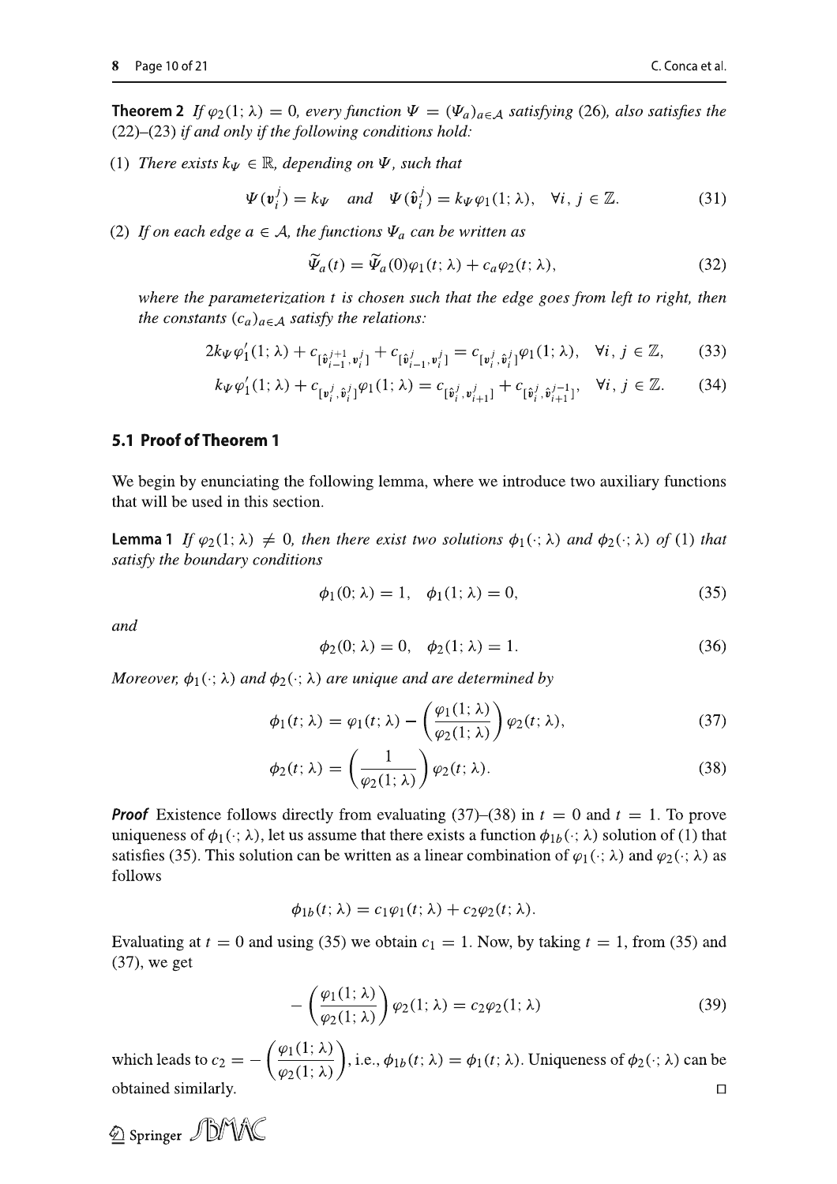**Theorem 2** *If $\varphi_2(1;\lambda) = 0$, every function $\Psi = (\Psi_a)_{a\in\mathcal{A}}$ satisfying (26), also satisfies the (22)–(23) if and only if the following conditions hold:*

(1) *There exists $k_\Psi \in \mathbb{R}$, depending on $\Psi$, such that*

$$\Psi(\mathbf{v}_i^j) = k_\Psi \quad \text{and} \quad \Psi(\hat{\mathbf{v}}_i^j) = k_\Psi \varphi_1(1;\lambda), \quad \forall i, j \in \mathbb{Z}. \tag{31}$$

(2) *If on each edge $a \in \mathcal{A}$, the functions $\Psi_a$ can be written as*

$$\widetilde{\Psi}_a(t) = \widetilde{\Psi}_a(0)\varphi_1(t;\lambda) + c_a\varphi_2(t;\lambda), \tag{32}$$

*where the parameterization $t$ is chosen such that the edge goes from left to right, then the constants $(c_a)_{a\in\mathcal{A}}$ satisfy the relations:*

$$2k_\Psi\varphi_1'(1;\lambda) + c_{[\hat{\mathbf{v}}_{i-1}^{j+1},\mathbf{v}_i^j]} + c_{[\hat{\mathbf{v}}_{i-1}^{j},\mathbf{v}_i^j]} = c_{[\mathbf{v}_i^j,\hat{\mathbf{v}}_i^j]}\varphi_1(1;\lambda), \quad \forall i, j \in \mathbb{Z}, \tag{33}$$

$$k_\Psi\varphi_1'(1;\lambda) + c_{[\mathbf{v}_i^j,\hat{\mathbf{v}}_i^j]}\varphi_1(1;\lambda) = c_{[\hat{\mathbf{v}}_i^j,\mathbf{v}_{i+1}^j]} + c_{[\hat{\mathbf{v}}_i^j,\hat{\mathbf{v}}_{i+1}^{j-1}]}, \quad \forall i, j \in \mathbb{Z}. \tag{34}$$

## 5.1 Proof of Theorem 1

We begin by enunciating the following lemma, where we introduce two auxiliary functions that will be used in this section.

**Lemma 1** *If $\varphi_2(1;\lambda) \neq 0$, then there exist two solutions $\phi_1(\cdot;\lambda)$ and $\phi_2(\cdot;\lambda)$ of (1) that satisfy the boundary conditions*

$$\phi_1(0;\lambda) = 1, \quad \phi_1(1;\lambda) = 0, \tag{35}$$

*and*

$$\phi_2(0;\lambda) = 0, \quad \phi_2(1;\lambda) = 1. \tag{36}$$

*Moreover, $\phi_1(\cdot;\lambda)$ and $\phi_2(\cdot;\lambda)$ are unique and are determined by*

$$\phi_1(t;\lambda) = \varphi_1(t;\lambda) - \left(\frac{\varphi_1(1;\lambda)}{\varphi_2(1;\lambda)}\right)\varphi_2(t;\lambda), \tag{37}$$

$$\phi_2(t;\lambda) = \left(\frac{1}{\varphi_2(1;\lambda)}\right)\varphi_2(t;\lambda). \tag{38}$$

***Proof*** Existence follows directly from evaluating (37)–(38) in $t = 0$ and $t = 1$. To prove uniqueness of $\phi_1(\cdot;\lambda)$, let us assume that there exists a function $\phi_{1b}(\cdot;\lambda)$ solution of (1) that satisfies (35). This solution can be written as a linear combination of $\varphi_1(\cdot;\lambda)$ and $\varphi_2(\cdot;\lambda)$ as follows

$$\phi_{1b}(t;\lambda) = c_1\varphi_1(t;\lambda) + c_2\varphi_2(t;\lambda).$$

Evaluating at $t = 0$ and using (35) we obtain $c_1 = 1$. Now, by taking $t = 1$, from (35) and (37), we get

$$-\left(\frac{\varphi_1(1;\lambda)}{\varphi_2(1;\lambda)}\right)\varphi_2(1;\lambda) = c_2\varphi_2(1;\lambda) \tag{39}$$

which leads to $c_2 = -\left(\dfrac{\varphi_1(1;\lambda)}{\varphi_2(1;\lambda)}\right)$, i.e., $\phi_{1b}(t;\lambda) = \phi_1(t;\lambda)$. Uniqueness of $\phi_2(\cdot;\lambda)$ can be obtained similarly. □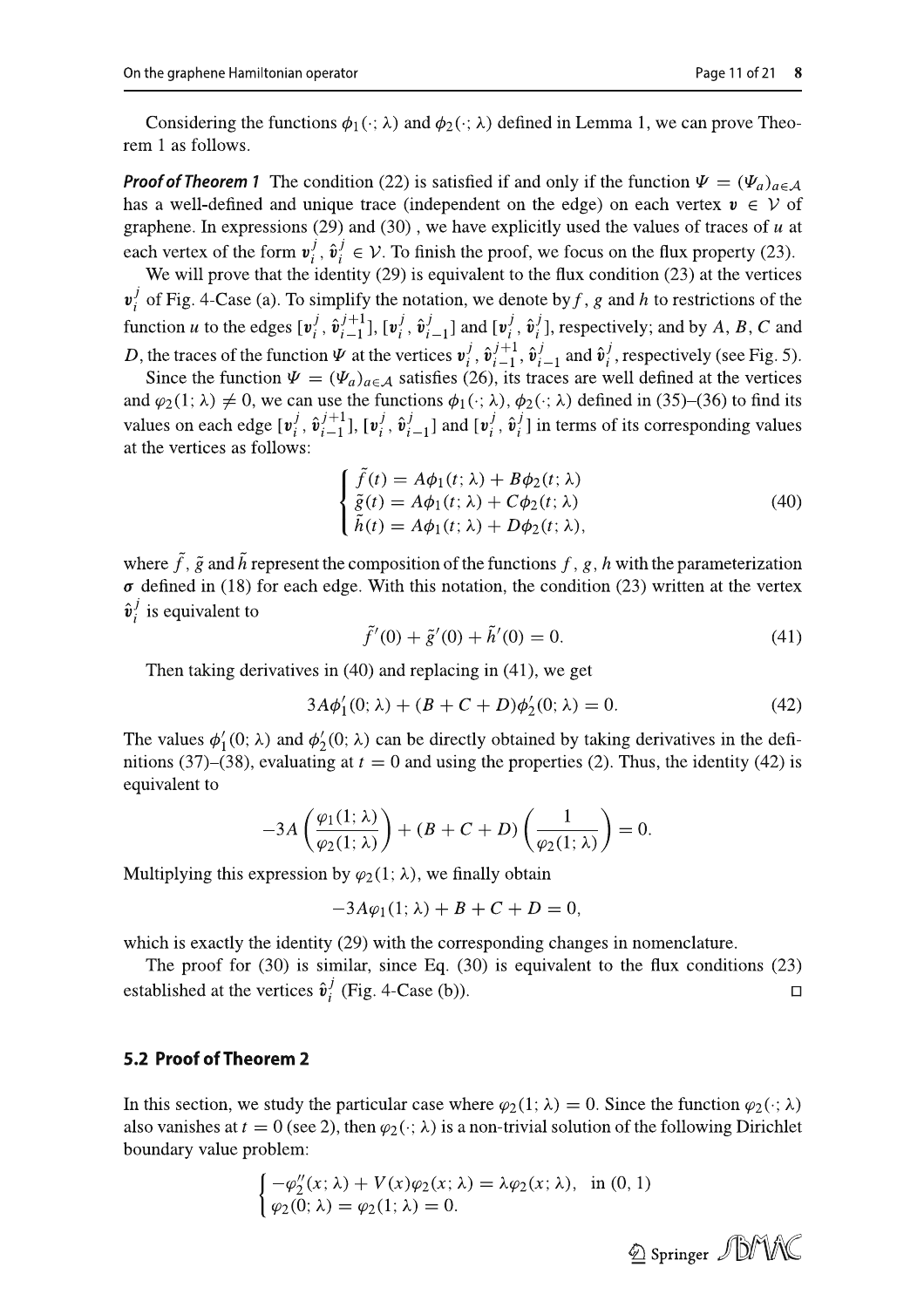Considering the functions $\phi_1(\cdot;\lambda)$ and $\phi_2(\cdot;\lambda)$ defined in Lemma 1, we can prove Theorem 1 as follows.

***Proof of Theorem 1*** The condition (22) is satisfied if and only if the function $\Psi = (\Psi_a)_{a\in\mathcal{A}}$ has a well-defined and unique trace (independent on the edge) on each vertex $\boldsymbol{v} \in \mathcal{V}$ of graphene. In expressions (29) and (30) , we have explicitly used the values of traces of $u$ at each vertex of the form $\boldsymbol{v}_i^j, \hat{\boldsymbol{v}}_i^j \in \mathcal{V}$. To finish the proof, we focus on the flux property (23).

We will prove that the identity (29) is equivalent to the flux condition (23) at the vertices $\boldsymbol{v}_i^j$ of Fig. 4-Case (a). To simplify the notation, we denote by $f$, $g$ and $h$ to restrictions of the function $u$ to the edges $[\boldsymbol{v}_i^j, \hat{\boldsymbol{v}}_{i-1}^{j+1}]$, $[\boldsymbol{v}_i^j, \hat{\boldsymbol{v}}_{i-1}^j]$ and $[\boldsymbol{v}_i^j, \hat{\boldsymbol{v}}_i^j]$, respectively; and by $A$, $B$, $C$ and $D$, the traces of the function $\Psi$ at the vertices $\boldsymbol{v}_i^j, \hat{\boldsymbol{v}}_{i-1}^{j+1}, \hat{\boldsymbol{v}}_{i-1}^j$ and $\hat{\boldsymbol{v}}_i^j$, respectively (see Fig. 5).

Since the function $\Psi = (\Psi_a)_{a\in\mathcal{A}}$ satisfies (26), its traces are well defined at the vertices and $\varphi_2(1;\lambda) \neq 0$, we can use the functions $\phi_1(\cdot;\lambda)$, $\phi_2(\cdot;\lambda)$ defined in (35)–(36) to find its values on each edge $[\boldsymbol{v}_i^j, \hat{\boldsymbol{v}}_{i-1}^{j+1}]$, $[\boldsymbol{v}_i^j, \hat{\boldsymbol{v}}_{i-1}^j]$ and $[\boldsymbol{v}_i^j, \hat{\boldsymbol{v}}_i^j]$ in terms of its corresponding values at the vertices as follows:

$$
\begin{cases}
\tilde{f}(t) = A\phi_1(t;\lambda) + B\phi_2(t;\lambda) \\
\tilde{g}(t) = A\phi_1(t;\lambda) + C\phi_2(t;\lambda) \\
\tilde{h}(t) = A\phi_1(t;\lambda) + D\phi_2(t;\lambda),
\end{cases}
\tag{40}
$$

where $\tilde{f}$, $\tilde{g}$ and $\tilde{h}$ represent the composition of the functions $f$, $g$, $h$ with the parameterization $\boldsymbol{\sigma}$ defined in (18) for each edge. With this notation, the condition (23) written at the vertex $\hat{\boldsymbol{v}}_i^j$ is equivalent to

$$
\tilde{f}'(0) + \tilde{g}'(0) + \tilde{h}'(0) = 0. \tag{41}
$$

Then taking derivatives in (40) and replacing in (41), we get

$$
3A\phi_1'(0;\lambda) + (B + C + D)\phi_2'(0;\lambda) = 0. \tag{42}
$$

The values $\phi_1'(0;\lambda)$ and $\phi_2'(0;\lambda)$ can be directly obtained by taking derivatives in the definitions (37)–(38), evaluating at $t = 0$ and using the properties (2). Thus, the identity (42) is equivalent to

$$
-3A\left(\frac{\varphi_1(1;\lambda)}{\varphi_2(1;\lambda)}\right) + (B + C + D)\left(\frac{1}{\varphi_2(1;\lambda)}\right) = 0.
$$

Multiplying this expression by $\varphi_2(1;\lambda)$, we finally obtain

$$
-3A\varphi_1(1;\lambda) + B + C + D = 0,
$$

which is exactly the identity (29) with the corresponding changes in nomenclature.

The proof for (30) is similar, since Eq. (30) is equivalent to the flux conditions (23) established at the vertices $\hat{\boldsymbol{v}}_i^j$ (Fig. 4-Case (b)). □

## 5.2 Proof of Theorem 2

In this section, we study the particular case where $\varphi_2(1;\lambda) = 0$. Since the function $\varphi_2(\cdot;\lambda)$ also vanishes at $t = 0$ (see 2), then $\varphi_2(\cdot;\lambda)$ is a non-trivial solution of the following Dirichlet boundary value problem:

$$
\begin{cases}
-\varphi_2''(x;\lambda) + V(x)\varphi_2(x;\lambda) = \lambda\varphi_2(x;\lambda), & \text{in } (0,1) \\
\varphi_2(0;\lambda) = \varphi_2(1;\lambda) = 0.
\end{cases}
$$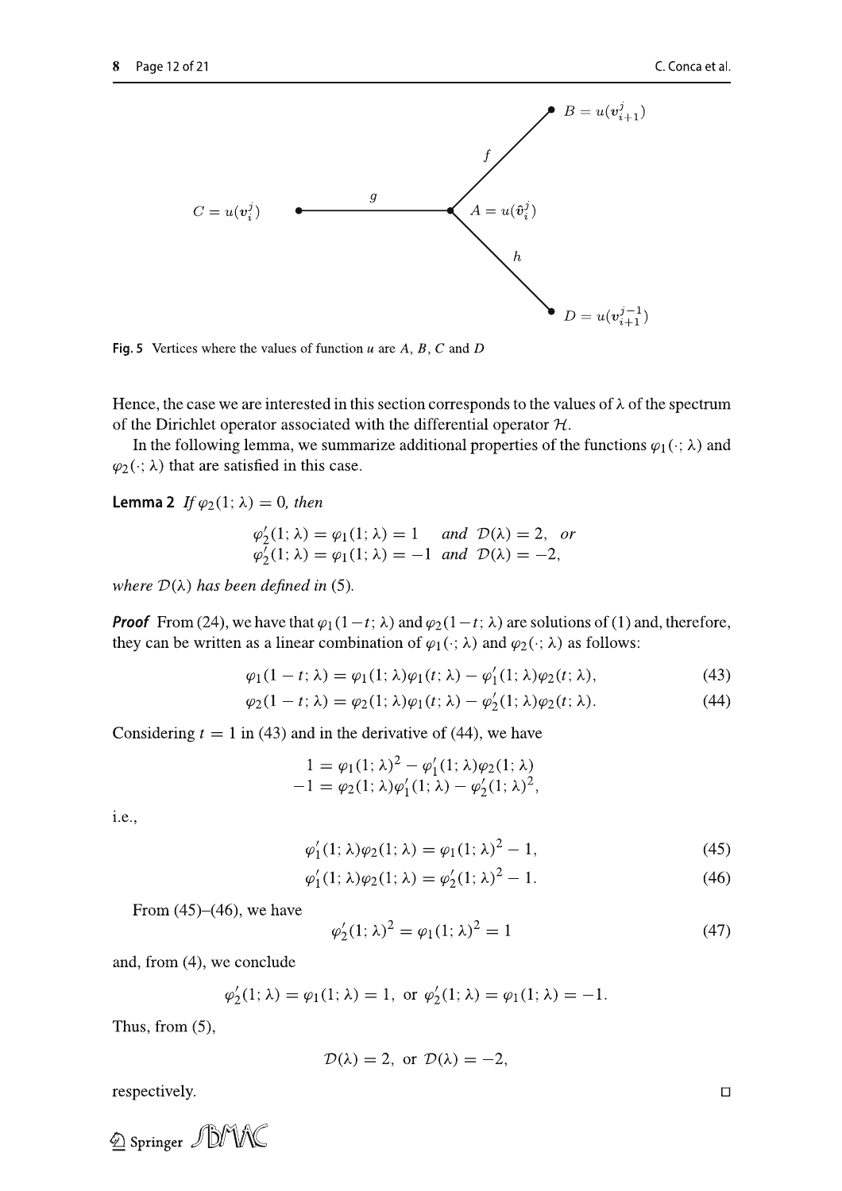Fig. 5 Vertices where the values of function $u$ are $A$, $B$, $C$ and $D$

Hence, the case we are interested in this section corresponds to the values of $\lambda$ of the spectrum of the Dirichlet operator associated with the differential operator $\mathcal{H}$.

In the following lemma, we summarize additional properties of the functions $\varphi_1(\cdot;\lambda)$ and $\varphi_2(\cdot;\lambda)$ that are satisfied in this case.

**Lemma 2** *If $\varphi_2(1;\lambda) = 0$, then*

$$\begin{aligned}
&\varphi_2'(1;\lambda) = \varphi_1(1;\lambda) = 1 \quad \text{and } \mathcal{D}(\lambda) = 2, \quad \text{or} \\
&\varphi_2'(1;\lambda) = \varphi_1(1;\lambda) = -1 \quad \text{and } \mathcal{D}(\lambda) = -2,
\end{aligned}$$

*where $\mathcal{D}(\lambda)$ has been defined in* (5).

***Proof*** From (24), we have that $\varphi_1(1-t;\lambda)$ and $\varphi_2(1-t;\lambda)$ are solutions of (1) and, therefore, they can be written as a linear combination of $\varphi_1(\cdot;\lambda)$ and $\varphi_2(\cdot;\lambda)$ as follows:

$$\varphi_1(1-t;\lambda) = \varphi_1(1;\lambda)\varphi_1(t;\lambda) - \varphi_1'(1;\lambda)\varphi_2(t;\lambda), \tag{43}$$

$$\varphi_2(1-t;\lambda) = \varphi_2(1;\lambda)\varphi_1(t;\lambda) - \varphi_2'(1;\lambda)\varphi_2(t;\lambda). \tag{44}$$

Considering $t = 1$ in (43) and in the derivative of (44), we have

$$\begin{aligned}
1 &= \varphi_1(1;\lambda)^2 - \varphi_1'(1;\lambda)\varphi_2(1;\lambda) \\
-1 &= \varphi_2(1;\lambda)\varphi_1'(1;\lambda) - \varphi_2'(1;\lambda)^2,
\end{aligned}$$

i.e.,

$$\varphi_1'(1;\lambda)\varphi_2(1;\lambda) = \varphi_1(1;\lambda)^2 - 1, \tag{45}$$

$$\varphi_1'(1;\lambda)\varphi_2(1;\lambda) = \varphi_2'(1;\lambda)^2 - 1. \tag{46}$$

From (45)–(46), we have

$$\varphi_2'(1;\lambda)^2 = \varphi_1(1;\lambda)^2 = 1 \tag{47}$$

and, from (4), we conclude

$$\varphi_2'(1;\lambda) = \varphi_1(1;\lambda) = 1, \text{ or } \varphi_2'(1;\lambda) = \varphi_1(1;\lambda) = -1.$$

Thus, from (5),

$$\mathcal{D}(\lambda) = 2, \text{ or } \mathcal{D}(\lambda) = -2,$$

respectively. □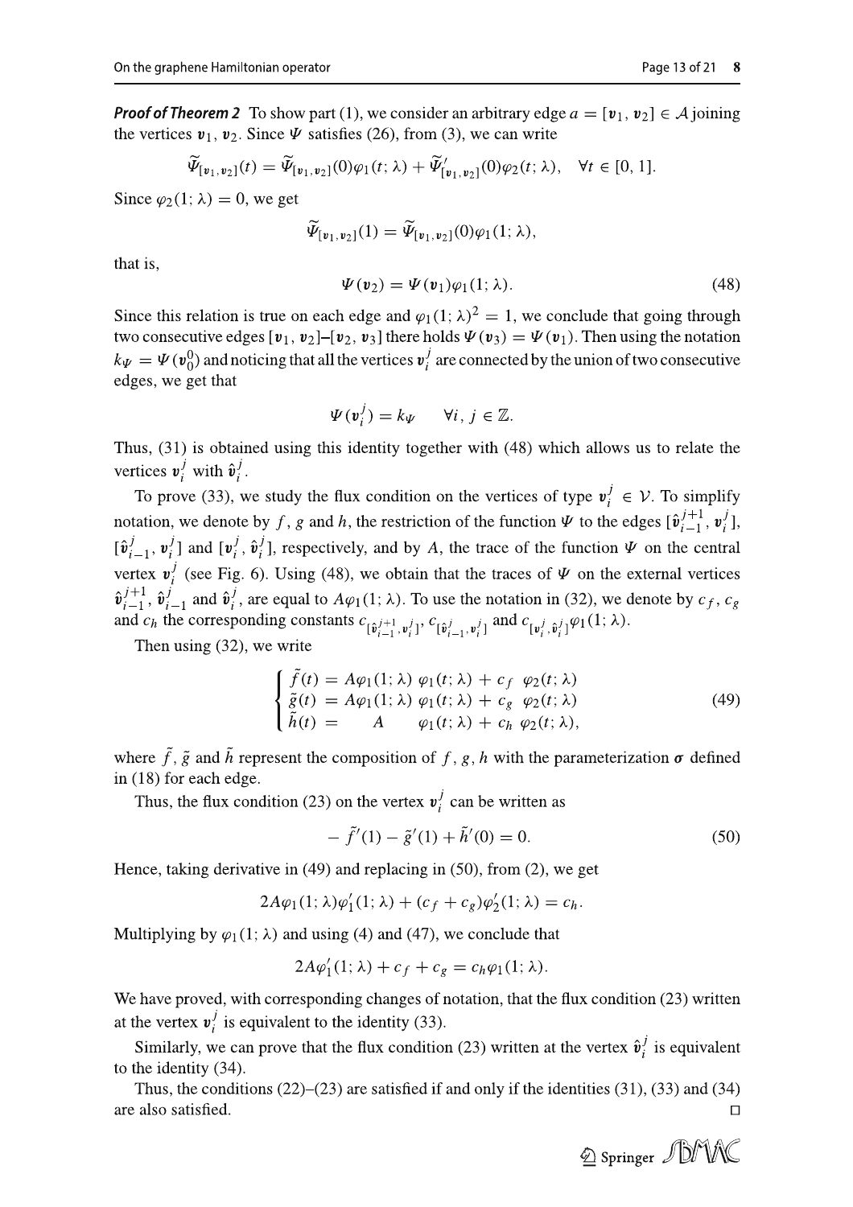***Proof of Theorem 2*** To show part (1), we consider an arbitrary edge $a = [\boldsymbol{v}_1, \boldsymbol{v}_2] \in \mathcal{A}$ joining the vertices $\boldsymbol{v}_1, \boldsymbol{v}_2$. Since $\Psi$ satisfies (26), from (3), we can write

$$\widetilde{\Psi}_{[\boldsymbol{v}_1,\boldsymbol{v}_2]}(t) = \widetilde{\Psi}_{[\boldsymbol{v}_1,\boldsymbol{v}_2]}(0)\varphi_1(t;\lambda) + \widetilde{\Psi}'_{[\boldsymbol{v}_1,\boldsymbol{v}_2]}(0)\varphi_2(t;\lambda), \quad \forall t \in [0,1].$$

Since $\varphi_2(1;\lambda) = 0$, we get

$$\widetilde{\Psi}_{[\boldsymbol{v}_1,\boldsymbol{v}_2]}(1) = \widetilde{\Psi}_{[\boldsymbol{v}_1,\boldsymbol{v}_2]}(0)\varphi_1(1;\lambda),$$

that is,

$$\Psi(\boldsymbol{v}_2) = \Psi(\boldsymbol{v}_1)\varphi_1(1;\lambda). \tag{48}$$

Since this relation is true on each edge and $\varphi_1(1;\lambda)^2 = 1$, we conclude that going through two consecutive edges $[\boldsymbol{v}_1, \boldsymbol{v}_2]$–$[\boldsymbol{v}_2, \boldsymbol{v}_3]$ there holds $\Psi(\boldsymbol{v}_3) = \Psi(\boldsymbol{v}_1)$. Then using the notation $k_\Psi = \Psi(\boldsymbol{v}_0^0)$ and noticing that all the vertices $\boldsymbol{v}_i^j$ are connected by the union of two consecutive edges, we get that

$$\Psi(\boldsymbol{v}_i^j) = k_\Psi \qquad \forall i, j \in \mathbb{Z}.$$

Thus, (31) is obtained using this identity together with (48) which allows us to relate the vertices $\boldsymbol{v}_i^j$ with $\hat{\boldsymbol{v}}_i^j$.

To prove (33), we study the flux condition on the vertices of type $\boldsymbol{v}_i^j \in \mathcal{V}$. To simplify notation, we denote by $f$, $g$ and $h$, the restriction of the function $\Psi$ to the edges $[\hat{\boldsymbol{v}}_{i-1}^{j+1}, \boldsymbol{v}_i^j]$, $[\hat{\boldsymbol{v}}_{i-1}^j, \boldsymbol{v}_i^j]$ and $[\boldsymbol{v}_i^j, \hat{\boldsymbol{v}}_i^j]$, respectively, and by $A$, the trace of the function $\Psi$ on the central vertex $\boldsymbol{v}_i^j$ (see Fig. 6). Using (48), we obtain that the traces of $\Psi$ on the external vertices $\hat{\boldsymbol{v}}_{i-1}^{j+1}$, $\hat{\boldsymbol{v}}_{i-1}^j$ and $\hat{\boldsymbol{v}}_i^j$, are equal to $A\varphi_1(1;\lambda)$. To use the notation in (32), we denote by $c_f$, $c_g$ and $c_h$ the corresponding constants $c_{[\hat{\boldsymbol{v}}_{i-1}^{j+1},\boldsymbol{v}_i^j]}$, $c_{[\hat{\boldsymbol{v}}_{i-1}^j,\boldsymbol{v}_i^j]}$ and $c_{[\boldsymbol{v}_i^j,\hat{\boldsymbol{v}}_i^j]}\varphi_1(1;\lambda)$.

Then using (32), we write

$$\begin{cases} \tilde{f}(t) = A\varphi_1(1;\lambda)\ \varphi_1(t;\lambda) + c_f\ \ \varphi_2(t;\lambda) \\ \tilde{g}(t) = A\varphi_1(1;\lambda)\ \varphi_1(t;\lambda) + c_g\ \ \varphi_2(t;\lambda) \\ \tilde{h}(t) = \qquad A \qquad \varphi_1(t;\lambda) + c_h\ \varphi_2(t;\lambda), \end{cases} \tag{49}$$

where $\tilde{f}$, $\tilde{g}$ and $\tilde{h}$ represent the composition of $f$, $g$, $h$ with the parameterization $\boldsymbol{\sigma}$ defined in (18) for each edge.

Thus, the flux condition (23) on the vertex $\boldsymbol{v}_i^j$ can be written as

$$-\tilde{f}'(1) - \tilde{g}'(1) + \tilde{h}'(0) = 0. \tag{50}$$

Hence, taking derivative in (49) and replacing in (50), from (2), we get

$$2A\varphi_1(1;\lambda)\varphi_1'(1;\lambda) + (c_f + c_g)\varphi_2'(1;\lambda) = c_h.$$

Multiplying by $\varphi_1(1;\lambda)$ and using (4) and (47), we conclude that

$$2A\varphi_1'(1;\lambda) + c_f + c_g = c_h\varphi_1(1;\lambda).$$

We have proved, with corresponding changes of notation, that the flux condition (23) written at the vertex $\boldsymbol{v}_i^j$ is equivalent to the identity (33).

Similarly, we can prove that the flux condition (23) written at the vertex $\hat{\boldsymbol{v}}_i^j$ is equivalent to the identity (34).

Thus, the conditions (22)–(23) are satisfied if and only if the identities (31), (33) and (34) are also satisfied. □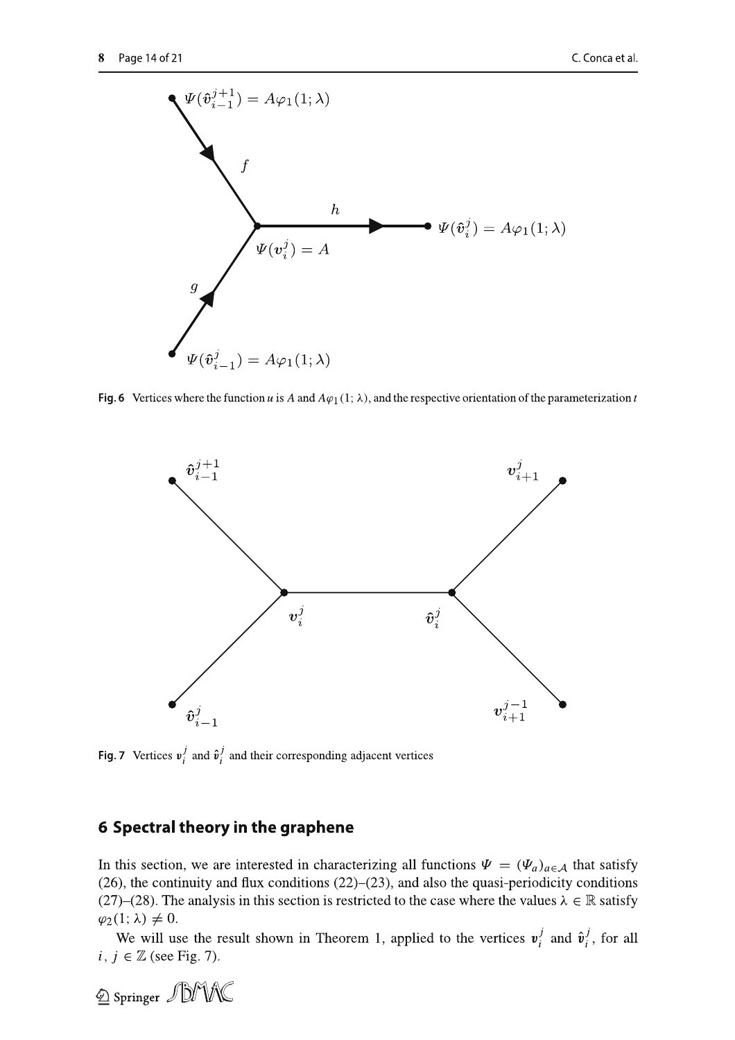Fig. 6 Vertices where the function $u$ is $A$ and $A\varphi_1(1;\lambda)$, and the respective orientation of the parameterization $t$

Fig. 7 Vertices $\boldsymbol{v}_i^j$ and $\hat{\boldsymbol{v}}_i^j$ and their corresponding adjacent vertices

## 6 Spectral theory in the graphene

In this section, we are interested in characterizing all functions $\Psi = (\Psi_a)_{a\in\mathcal{A}}$ that satisfy (26), the continuity and flux conditions (22)–(23), and also the quasi-periodicity conditions (27)–(28). The analysis in this section is restricted to the case where the values $\lambda \in \mathbb{R}$ satisfy $\varphi_2(1;\lambda) \neq 0$.

We will use the result shown in Theorem 1, applied to the vertices $\boldsymbol{v}_i^j$ and $\hat{\boldsymbol{v}}_i^j$, for all $i, j \in \mathbb{Z}$ (see Fig. 7).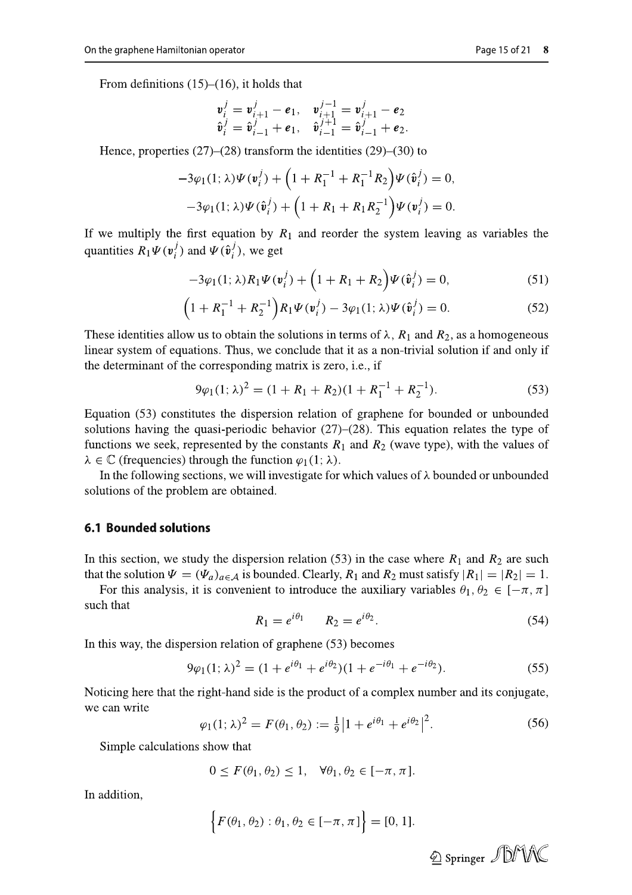From definitions (15)–(16), it holds that

$$
\begin{aligned}
\boldsymbol{v}_i^j &= \boldsymbol{v}_{i+1}^j - \boldsymbol{e}_1, \quad \boldsymbol{v}_{i+1}^{j-1} = \boldsymbol{v}_{i+1}^j - \boldsymbol{e}_2 \\
\hat{\boldsymbol{v}}_i^j &= \hat{\boldsymbol{v}}_{i-1}^j + \boldsymbol{e}_1, \quad \hat{\boldsymbol{v}}_{i-1}^{j+1} = \hat{\boldsymbol{v}}_{i-1}^j + \boldsymbol{e}_2.
\end{aligned}
$$

Hence, properties (27)–(28) transform the identities (29)–(30) to

$$
\begin{aligned}
-3\varphi_1(1;\lambda)\Psi(\boldsymbol{v}_i^j) + \left(1 + R_1^{-1} + R_1^{-1}R_2\right)\Psi(\hat{\boldsymbol{v}}_i^j) &= 0, \\
-3\varphi_1(1;\lambda)\Psi(\hat{\boldsymbol{v}}_i^j) + \left(1 + R_1 + R_1R_2^{-1}\right)\Psi(\boldsymbol{v}_i^j) &= 0.
\end{aligned}
$$

If we multiply the first equation by $R_1$ and reorder the system leaving as variables the quantities $R_1\Psi(\boldsymbol{v}_i^j)$ and $\Psi(\hat{\boldsymbol{v}}_i^j)$, we get

$$
-3\varphi_1(1;\lambda)R_1\Psi(\boldsymbol{v}_i^j) + \left(1 + R_1 + R_2\right)\Psi(\hat{\boldsymbol{v}}_i^j) = 0, \tag{51}
$$

$$
\left(1 + R_1^{-1} + R_2^{-1}\right)R_1\Psi(\boldsymbol{v}_i^j) - 3\varphi_1(1;\lambda)\Psi(\hat{\boldsymbol{v}}_i^j) = 0. \tag{52}
$$

These identities allow us to obtain the solutions in terms of $\lambda$, $R_1$ and $R_2$, as a homogeneous linear system of equations. Thus, we conclude that it as a non-trivial solution if and only if the determinant of the corresponding matrix is zero, i.e., if

$$
9\varphi_1(1;\lambda)^2 = (1 + R_1 + R_2)(1 + R_1^{-1} + R_2^{-1}). \tag{53}
$$

Equation (53) constitutes the dispersion relation of graphene for bounded or unbounded solutions having the quasi-periodic behavior (27)–(28). This equation relates the type of functions we seek, represented by the constants $R_1$ and $R_2$ (wave type), with the values of $\lambda \in \mathbb{C}$ (frequencies) through the function $\varphi_1(1;\lambda)$.

In the following sections, we will investigate for which values of $\lambda$ bounded or unbounded solutions of the problem are obtained.

## 6.1 Bounded solutions

In this section, we study the dispersion relation (53) in the case where $R_1$ and $R_2$ are such that the solution $\Psi = (\Psi_a)_{a\in\mathcal{A}}$ is bounded. Clearly, $R_1$ and $R_2$ must satisfy $|R_1| = |R_2| = 1$.

For this analysis, it is convenient to introduce the auxiliary variables $\theta_1, \theta_2 \in [-\pi, \pi]$ such that

$$
R_1 = e^{i\theta_1} \qquad R_2 = e^{i\theta_2}. \tag{54}
$$

In this way, the dispersion relation of graphene (53) becomes

$$
9\varphi_1(1;\lambda)^2 = (1 + e^{i\theta_1} + e^{i\theta_2})(1 + e^{-i\theta_1} + e^{-i\theta_2}). \tag{55}
$$

Noticing here that the right-hand side is the product of a complex number and its conjugate, we can write

$$
\varphi_1(1;\lambda)^2 = F(\theta_1, \theta_2) := \tfrac{1}{9}\left|1 + e^{i\theta_1} + e^{i\theta_2}\right|^2. \tag{56}
$$

Simple calculations show that

$$
0 \leq F(\theta_1, \theta_2) \leq 1, \quad \forall \theta_1, \theta_2 \in [-\pi, \pi].
$$

In addition,

$$
\left\{F(\theta_1, \theta_2) : \theta_1, \theta_2 \in [-\pi, \pi]\right\} = [0, 1].
$$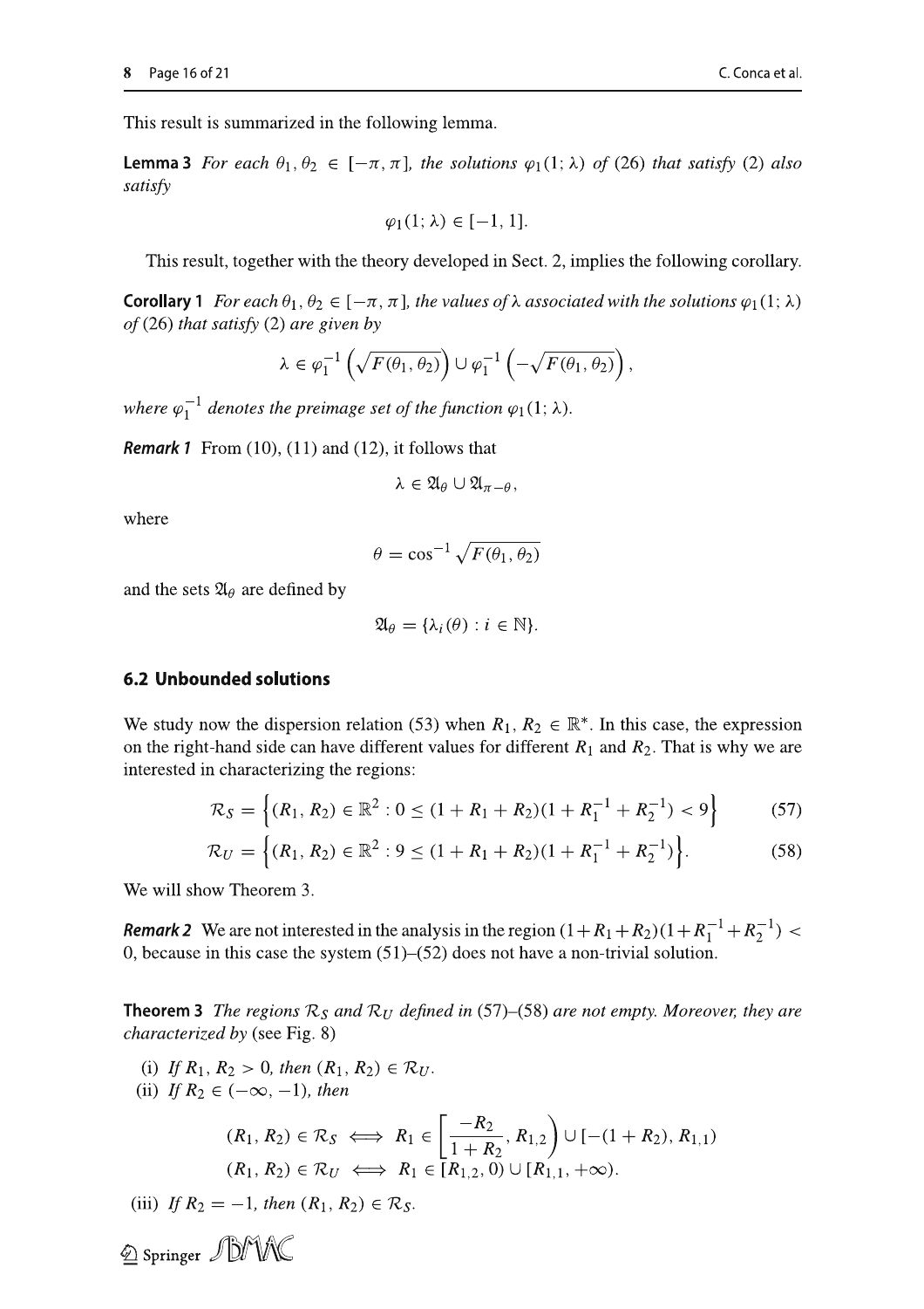This result is summarized in the following lemma.

**Lemma 3** *For each $\theta_1, \theta_2 \in [-\pi, \pi]$, the solutions $\varphi_1(1; \lambda)$ of* (26) *that satisfy* (2) *also satisfy*

$$\varphi_1(1; \lambda) \in [-1, 1].$$

This result, together with the theory developed in Sect. 2, implies the following corollary.

**Corollary 1** *For each $\theta_1, \theta_2 \in [-\pi, \pi]$, the values of $\lambda$ associated with the solutions $\varphi_1(1; \lambda)$ of* (26) *that satisfy* (2) *are given by*

$$\lambda \in \varphi_1^{-1}\left(\sqrt{F(\theta_1, \theta_2)}\right) \cup \varphi_1^{-1}\left(-\sqrt{F(\theta_1, \theta_2)}\right),$$

*where $\varphi_1^{-1}$ denotes the preimage set of the function $\varphi_1(1; \lambda)$.*

***Remark 1*** From (10), (11) and (12), it follows that

$$\lambda \in \mathfrak{A}_\theta \cup \mathfrak{A}_{\pi-\theta},$$

where

$$\theta = \cos^{-1}\sqrt{F(\theta_1, \theta_2)}$$

and the sets $\mathfrak{A}_\theta$ are defined by

$$\mathfrak{A}_\theta = \{\lambda_i(\theta) : i \in \mathbb{N}\}.$$

### 6.2 Unbounded solutions

We study now the dispersion relation (53) when $R_1, R_2 \in \mathbb{R}^*$. In this case, the expression on the right-hand side can have different values for different $R_1$ and $R_2$. That is why we are interested in characterizing the regions:

$$\mathcal{R}_S = \left\{(R_1, R_2) \in \mathbb{R}^2 : 0 \leq (1 + R_1 + R_2)(1 + R_1^{-1} + R_2^{-1}) < 9\right\} \tag{57}$$

$$\mathcal{R}_U = \left\{(R_1, R_2) \in \mathbb{R}^2 : 9 \leq (1 + R_1 + R_2)(1 + R_1^{-1} + R_2^{-1})\right\}. \tag{58}$$

We will show Theorem 3.

***Remark 2*** We are not interested in the analysis in the region $(1+R_1+R_2)(1+R_1^{-1}+R_2^{-1}) < 0$, because in this case the system (51)–(52) does not have a non-trivial solution.

**Theorem 3** *The regions $\mathcal{R}_S$ and $\mathcal{R}_U$ defined in* (57)–(58) *are not empty. Moreover, they are characterized by* (see Fig. 8)

(i) *If $R_1, R_2 > 0$, then $(R_1, R_2) \in \mathcal{R}_U$.*

(ii) *If $R_2 \in (-\infty, -1)$, then*

$$(R_1, R_2) \in \mathcal{R}_S \iff R_1 \in \left[\frac{-R_2}{1 + R_2}, R_{1,2}\right) \cup [-(1 + R_2), R_{1,1})$$

$$(R_1, R_2) \in \mathcal{R}_U \iff R_1 \in [R_{1,2}, 0) \cup [R_{1,1}, +\infty).$$

(iii) *If $R_2 = -1$, then $(R_1, R_2) \in \mathcal{R}_S$.*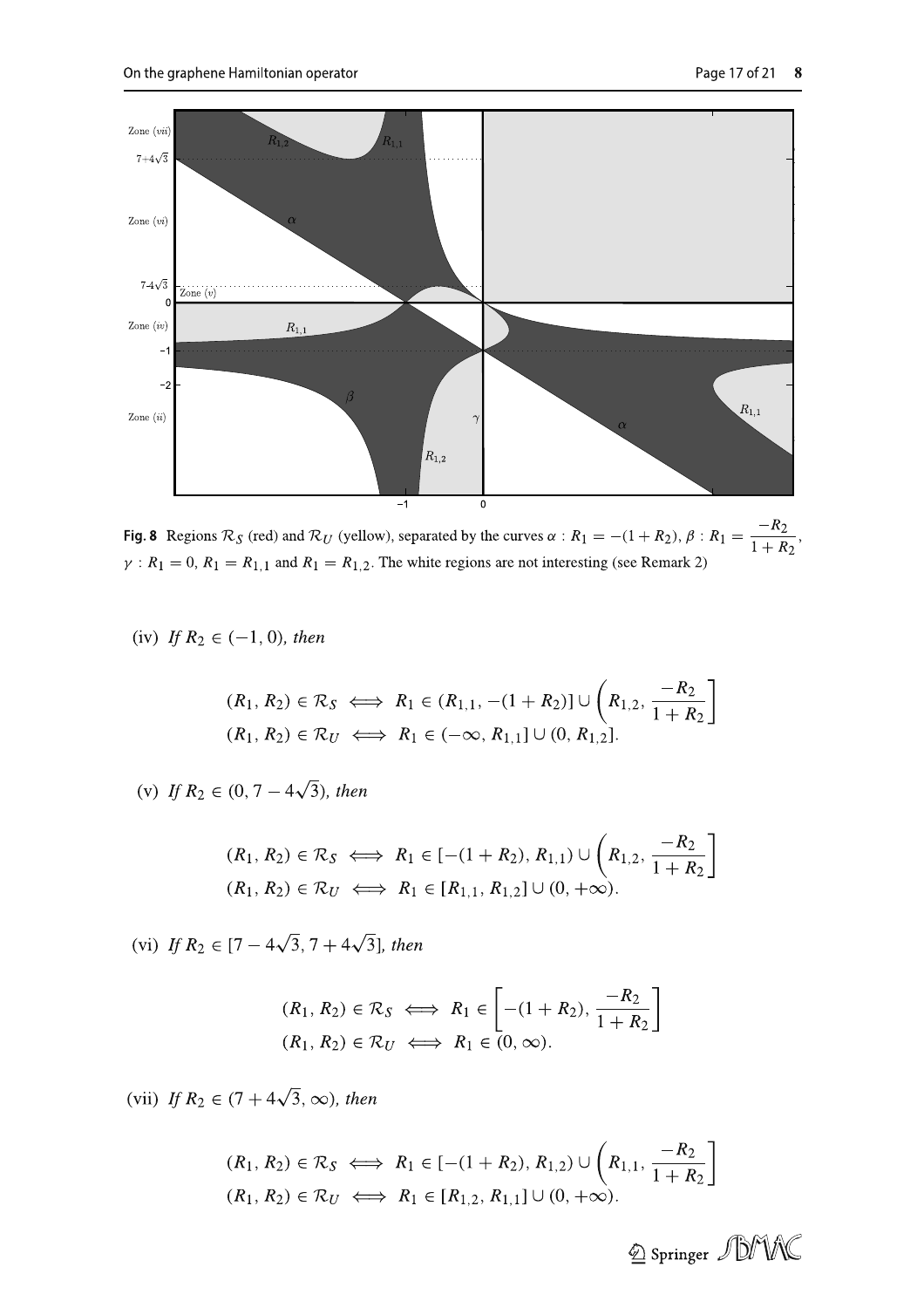**Fig. 8** Regions $\mathcal{R}_S$ (red) and $\mathcal{R}_U$ (yellow), separated by the curves $\alpha : R_1 = -(1 + R_2)$, $\beta : R_1 = \dfrac{-R_2}{1 + R_2}$, $\gamma : R_1 = 0$, $R_1 = R_{1,1}$ and $R_1 = R_{1,2}$. The white regions are not interesting (see Remark 2)

(iv) *If* $R_2 \in (-1, 0)$, *then*

$$
\begin{aligned}
(R_1, R_2) \in \mathcal{R}_S &\iff R_1 \in (R_{1,1}, -(1 + R_2)] \cup \left( R_{1,2}, \frac{-R_2}{1 + R_2} \right] \\
(R_1, R_2) \in \mathcal{R}_U &\iff R_1 \in (-\infty, R_{1,1}] \cup (0, R_{1,2}].
\end{aligned}
$$

(v) *If* $R_2 \in (0, 7 - 4\sqrt{3})$, *then*

$$
\begin{aligned}
(R_1, R_2) \in \mathcal{R}_S &\iff R_1 \in [-(1 + R_2), R_{1,1}) \cup \left( R_{1,2}, \frac{-R_2}{1 + R_2} \right] \\
(R_1, R_2) \in \mathcal{R}_U &\iff R_1 \in [R_{1,1}, R_{1,2}] \cup (0, +\infty).
\end{aligned}
$$

(vi) *If* $R_2 \in [7 - 4\sqrt{3}, 7 + 4\sqrt{3}]$, *then*

$$
\begin{aligned}
(R_1, R_2) \in \mathcal{R}_S &\iff R_1 \in \left[ -(1 + R_2), \frac{-R_2}{1 + R_2} \right] \\
(R_1, R_2) \in \mathcal{R}_U &\iff R_1 \in (0, \infty).
\end{aligned}
$$

(vii) *If* $R_2 \in (7 + 4\sqrt{3}, \infty)$, *then*

$$
\begin{aligned}
(R_1, R_2) \in \mathcal{R}_S &\iff R_1 \in [-(1 + R_2), R_{1,2}) \cup \left( R_{1,1}, \frac{-R_2}{1 + R_2} \right] \\
(R_1, R_2) \in \mathcal{R}_U &\iff R_1 \in [R_{1,2}, R_{1,1}] \cup (0, +\infty).
\end{aligned}
$$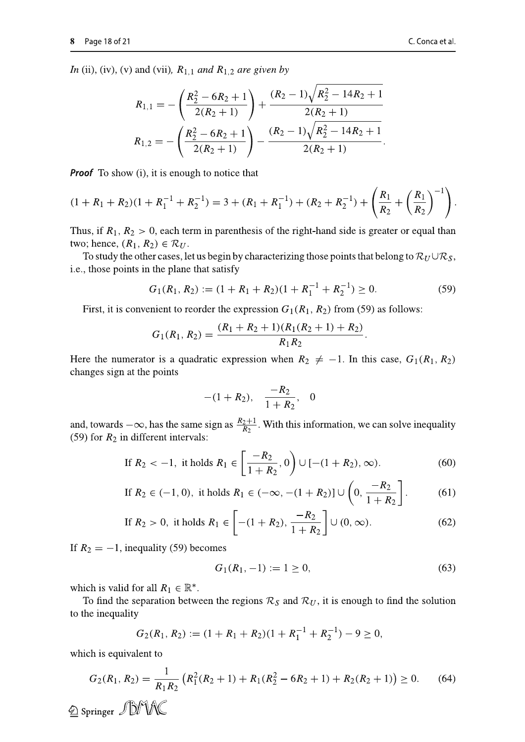*In* (ii), (iv), (v) *and* (vii), $R_{1,1}$ *and* $R_{1,2}$ *are given by*

$$R_{1,1} = -\left(\frac{R_2^2 - 6R_2 + 1}{2(R_2+1)}\right) + \frac{(R_2 - 1)\sqrt{R_2^2 - 14R_2 + 1}}{2(R_2+1)}$$

$$R_{1,2} = -\left(\frac{R_2^2 - 6R_2 + 1}{2(R_2+1)}\right) - \frac{(R_2 - 1)\sqrt{R_2^2 - 14R_2 + 1}}{2(R_2+1)}.$$

***Proof*** To show (i), it is enough to notice that

$$(1 + R_1 + R_2)(1 + R_1^{-1} + R_2^{-1}) = 3 + (R_1 + R_1^{-1}) + (R_2 + R_2^{-1}) + \left(\frac{R_1}{R_2} + \left(\frac{R_1}{R_2}\right)^{-1}\right).$$

Thus, if $R_1, R_2 > 0$, each term in parenthesis of the right-hand side is greater or equal than two; hence, $(R_1, R_2) \in \mathcal{R}_U$.

To study the other cases, let us begin by characterizing those points that belong to $\mathcal{R}_U \cup \mathcal{R}_S$, i.e., those points in the plane that satisfy

$$G_1(R_1, R_2) := (1 + R_1 + R_2)(1 + R_1^{-1} + R_2^{-1}) \geq 0. \tag{59}$$

First, it is convenient to reorder the expression $G_1(R_1, R_2)$ from (59) as follows:

$$G_1(R_1, R_2) = \frac{(R_1 + R_2 + 1)(R_1(R_2 + 1) + R_2)}{R_1 R_2}.$$

Here the numerator is a quadratic expression when $R_2 \neq -1$. In this case, $G_1(R_1, R_2)$ changes sign at the points

$$-(1 + R_2), \quad \frac{-R_2}{1 + R_2}, \quad 0$$

and, towards $-\infty$, has the same sign as $\frac{R_2+1}{R_2}$. With this information, we can solve inequality (59) for $R_2$ in different intervals:

$$\text{If } R_2 < -1, \text{ it holds } R_1 \in \left[\frac{-R_2}{1 + R_2}, 0\right) \cup [-(1 + R_2), \infty). \tag{60}$$

$$\text{If } R_2 \in (-1, 0), \text{ it holds } R_1 \in (-\infty, -(1 + R_2)] \cup \left(0, \frac{-R_2}{1 + R_2}\right]. \tag{61}$$

$$\text{If } R_2 > 0, \text{ it holds } R_1 \in \left[-(1 + R_2), \frac{-R_2}{1 + R_2}\right] \cup (0, \infty). \tag{62}$$

If $R_2 = -1$, inequality (59) becomes

$$G_1(R_1, -1) := 1 \geq 0, \tag{63}$$

which is valid for all $R_1 \in \mathbb{R}^*$.

To find the separation between the regions $\mathcal{R}_S$ and $\mathcal{R}_U$, it is enough to find the solution to the inequality

$$G_2(R_1, R_2) := (1 + R_1 + R_2)(1 + R_1^{-1} + R_2^{-1}) - 9 \geq 0,$$

which is equivalent to

$$G_2(R_1, R_2) = \frac{1}{R_1 R_2}\left(R_1^2(R_2 + 1) + R_1(R_2^2 - 6R_2 + 1) + R_2(R_2 + 1)\right) \geq 0. \tag{64}$$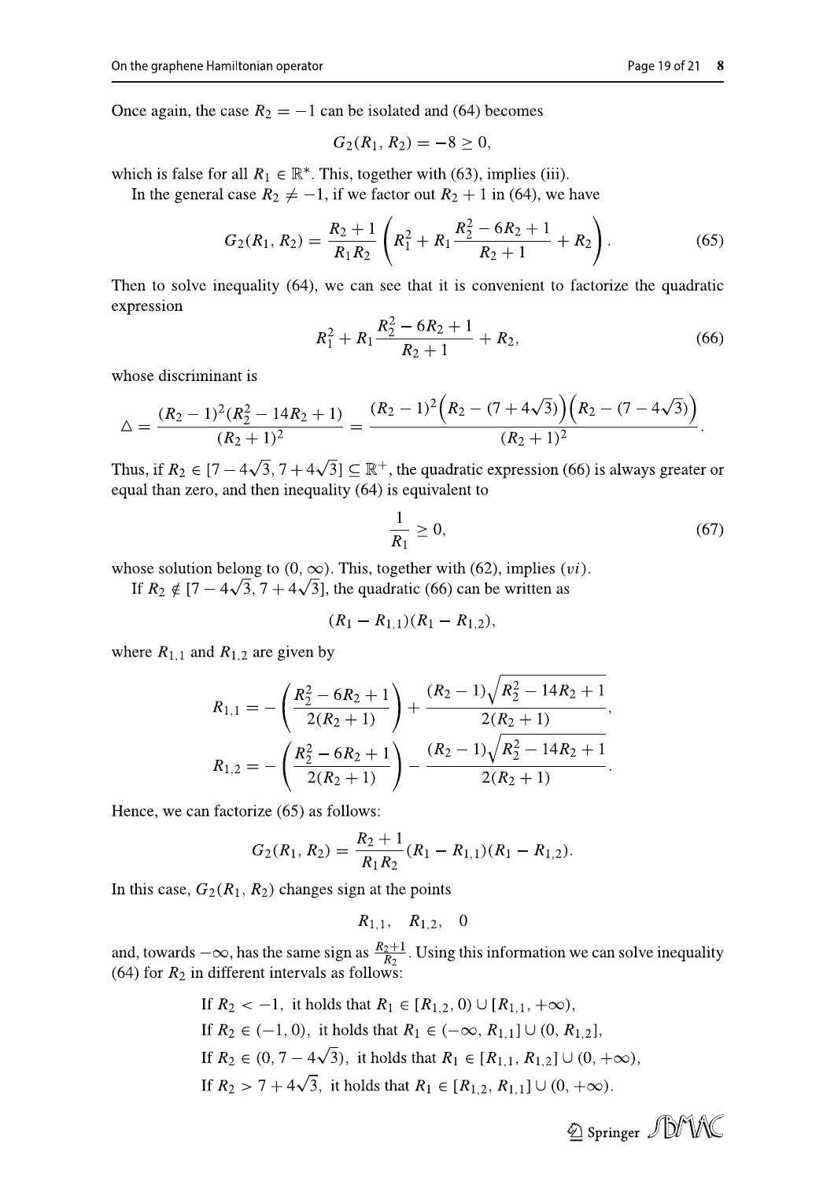Once again, the case $R_2 = -1$ can be isolated and (64) becomes

$$G_2(R_1, R_2) = -8 \geq 0,$$

which is false for all $R_1 \in \mathbb{R}^*$. This, together with (63), implies (iii).

In the general case $R_2 \neq -1$, if we factor out $R_2 + 1$ in (64), we have

$$G_2(R_1, R_2) = \frac{R_2 + 1}{R_1 R_2}\left(R_1^2 + R_1 \frac{R_2^2 - 6R_2 + 1}{R_2 + 1} + R_2\right). \tag{65}$$

Then to solve inequality (64), we can see that it is convenient to factorize the quadratic expression

$$R_1^2 + R_1 \frac{R_2^2 - 6R_2 + 1}{R_2 + 1} + R_2, \tag{66}$$

whose discriminant is

$$\triangle = \frac{(R_2 - 1)^2 (R_2^2 - 14R_2 + 1)}{(R_2 + 1)^2} = \frac{(R_2 - 1)^2 \left(R_2 - (7 + 4\sqrt{3})\right)\left(R_2 - (7 - 4\sqrt{3})\right)}{(R_2 + 1)^2}.$$

Thus, if $R_2 \in [7 - 4\sqrt{3}, 7 + 4\sqrt{3}] \subseteq \mathbb{R}^+$, the quadratic expression (66) is always greater or equal than zero, and then inequality (64) is equivalent to

$$\frac{1}{R_1} \geq 0, \tag{67}$$

whose solution belong to $(0, \infty)$. This, together with (62), implies $(vi)$.

If $R_2 \notin [7 - 4\sqrt{3}, 7 + 4\sqrt{3}]$, the quadratic (66) can be written as

$$(R_1 - R_{1,1})(R_1 - R_{1,2}),$$

where $R_{1,1}$ and $R_{1,2}$ are given by

$$R_{1,1} = -\left(\frac{R_2^2 - 6R_2 + 1}{2(R_2 + 1)}\right) + \frac{(R_2 - 1)\sqrt{R_2^2 - 14R_2 + 1}}{2(R_2 + 1)},$$

$$R_{1,2} = -\left(\frac{R_2^2 - 6R_2 + 1}{2(R_2 + 1)}\right) - \frac{(R_2 - 1)\sqrt{R_2^2 - 14R_2 + 1}}{2(R_2 + 1)}.$$

Hence, we can factorize (65) as follows:

$$G_2(R_1, R_2) = \frac{R_2 + 1}{R_1 R_2}(R_1 - R_{1,1})(R_1 - R_{1,2}).$$

In this case, $G_2(R_1, R_2)$ changes sign at the points

$$R_{1,1}, \quad R_{1,2}, \quad 0$$

and, towards $-\infty$, has the same sign as $\frac{R_2+1}{R_2}$. Using this information we can solve inequality (64) for $R_2$ in different intervals as follows:

$$\begin{aligned}
&\text{If } R_2 < -1, \text{ it holds that } R_1 \in [R_{1,2}, 0) \cup [R_{1,1}, +\infty),\\
&\text{If } R_2 \in (-1, 0), \text{ it holds that } R_1 \in (-\infty, R_{1,1}] \cup (0, R_{1,2}],\\
&\text{If } R_2 \in (0, 7 - 4\sqrt{3}), \text{ it holds that } R_1 \in [R_{1,1}, R_{1,2}] \cup (0, +\infty),\\
&\text{If } R_2 > 7 + 4\sqrt{3}, \text{ it holds that } R_1 \in [R_{1,2}, R_{1,1}] \cup (0, +\infty).
\end{aligned}$$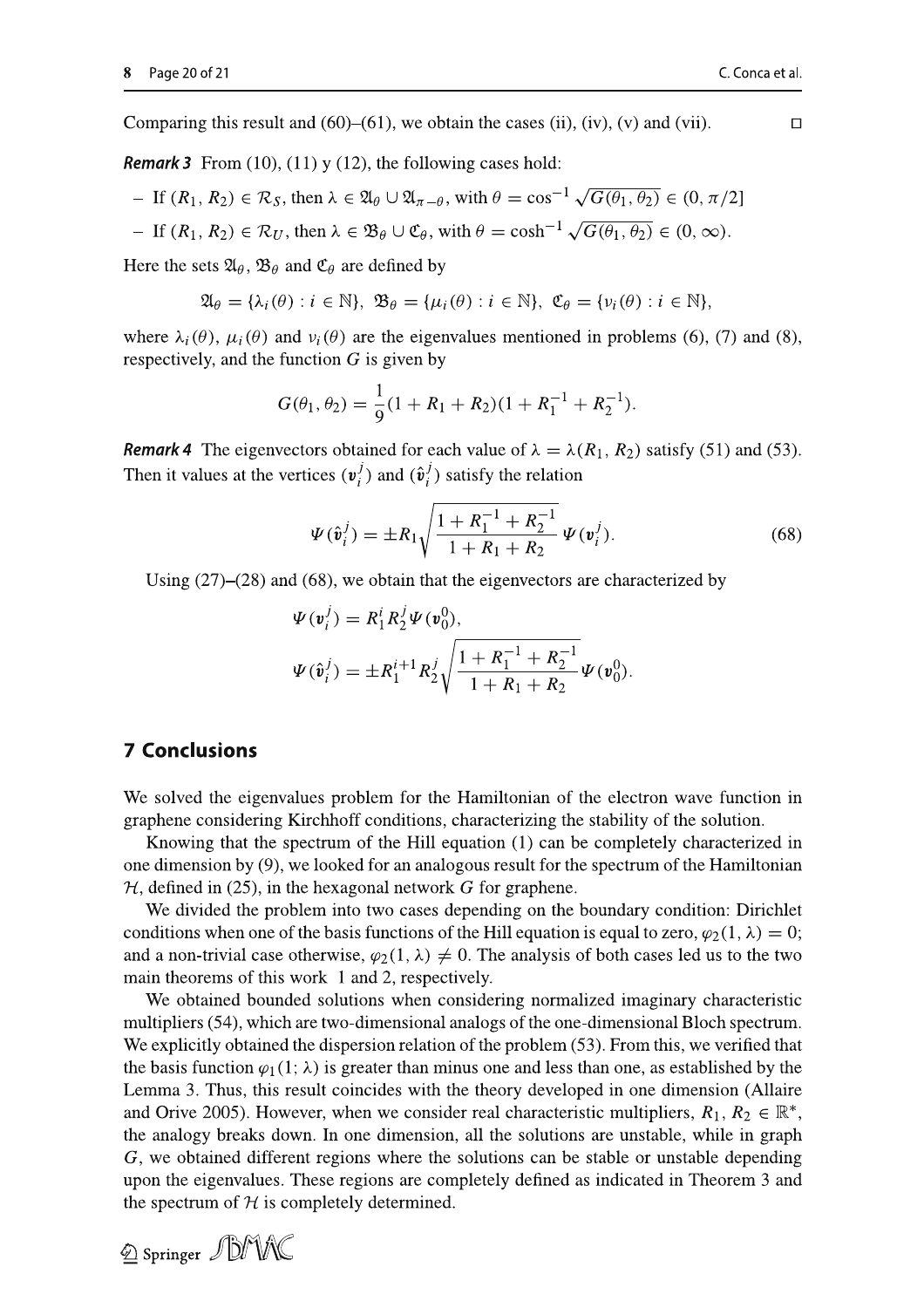Comparing this result and (60)–(61), we obtain the cases (ii), (iv), (v) and (vii). □

***Remark 3*** From (10), (11) y (12), the following cases hold:

- If $(R_1, R_2) \in \mathcal{R}_S$, then $\lambda \in \mathfrak{A}_\theta \cup \mathfrak{A}_{\pi-\theta}$, with $\theta = \cos^{-1}\sqrt{G(\theta_1, \theta_2)} \in (0, \pi/2]$
- If $(R_1, R_2) \in \mathcal{R}_U$, then $\lambda \in \mathfrak{B}_\theta \cup \mathfrak{C}_\theta$, with $\theta = \cosh^{-1}\sqrt{G(\theta_1, \theta_2)} \in (0, \infty)$.

Here the sets $\mathfrak{A}_\theta$, $\mathfrak{B}_\theta$ and $\mathfrak{C}_\theta$ are defined by

$$\mathfrak{A}_\theta = \{\lambda_i(\theta) : i \in \mathbb{N}\},\ \mathfrak{B}_\theta = \{\mu_i(\theta) : i \in \mathbb{N}\},\ \mathfrak{C}_\theta = \{\nu_i(\theta) : i \in \mathbb{N}\},$$

where $\lambda_i(\theta)$, $\mu_i(\theta)$ and $\nu_i(\theta)$ are the eigenvalues mentioned in problems (6), (7) and (8), respectively, and the function $G$ is given by

$$G(\theta_1, \theta_2) = \frac{1}{9}(1 + R_1 + R_2)(1 + R_1^{-1} + R_2^{-1}).$$

***Remark 4*** The eigenvectors obtained for each value of $\lambda = \lambda(R_1, R_2)$ satisfy (51) and (53). Then it values at the vertices $(\boldsymbol{v}_i^j)$ and $(\hat{\boldsymbol{v}}_i^j)$ satisfy the relation

$$\Psi(\hat{\boldsymbol{v}}_i^j) = \pm R_1\sqrt{\frac{1 + R_1^{-1} + R_2^{-1}}{1 + R_1 + R_2}}\,\Psi(\boldsymbol{v}_i^j). \tag{68}$$

Using (27)–(28) and (68), we obtain that the eigenvectors are characterized by

$$\Psi(\boldsymbol{v}_i^j) = R_1^i R_2^j \Psi(\boldsymbol{v}_0^0),$$

$$\Psi(\hat{\boldsymbol{v}}_i^j) = \pm R_1^{i+1} R_2^j \sqrt{\frac{1 + R_1^{-1} + R_2^{-1}}{1 + R_1 + R_2}}\,\Psi(\boldsymbol{v}_0^0).$$

## 7 Conclusions

We solved the eigenvalues problem for the Hamiltonian of the electron wave function in graphene considering Kirchhoff conditions, characterizing the stability of the solution.

Knowing that the spectrum of the Hill equation (1) can be completely characterized in one dimension by (9), we looked for an analogous result for the spectrum of the Hamiltonian $\mathcal{H}$, defined in (25), in the hexagonal network $G$ for graphene.

We divided the problem into two cases depending on the boundary condition: Dirichlet conditions when one of the basis functions of the Hill equation is equal to zero, $\varphi_2(1, \lambda) = 0$; and a non-trivial case otherwise, $\varphi_2(1, \lambda) \neq 0$. The analysis of both cases led us to the two main theorems of this work 1 and 2, respectively.

We obtained bounded solutions when considering normalized imaginary characteristic multipliers (54), which are two-dimensional analogs of the one-dimensional Bloch spectrum. We explicitly obtained the dispersion relation of the problem (53). From this, we verified that the basis function $\varphi_1(1; \lambda)$ is greater than minus one and less than one, as established by the Lemma 3. Thus, this result coincides with the theory developed in one dimension (Allaire and Orive 2005). However, when we consider real characteristic multipliers, $R_1, R_2 \in \mathbb{R}^*$, the analogy breaks down. In one dimension, all the solutions are unstable, while in graph $G$, we obtained different regions where the solutions can be stable or unstable depending upon the eigenvalues. These regions are completely defined as indicated in Theorem 3 and the spectrum of $\mathcal{H}$ is completely determined.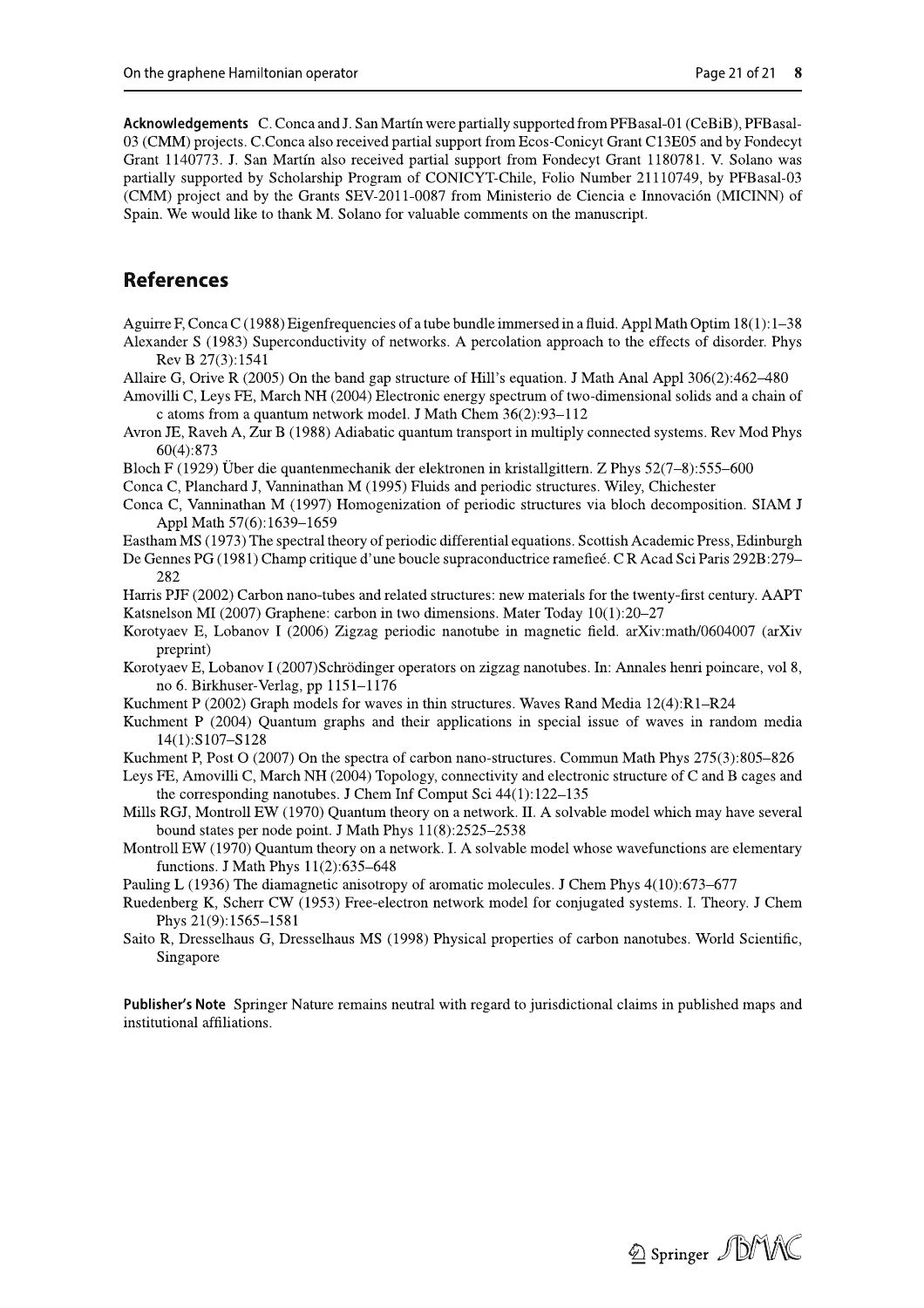**Acknowledgements** C. Conca and J. San Martín were partially supported from PFBasal-01 (CeBiB), PFBasal-03 (CMM) projects. C.Conca also received partial support from Ecos-Conicyt Grant C13E05 and by Fondecyt Grant 1140773. J. San Martín also received partial support from Fondecyt Grant 1180781. V. Solano was partially supported by Scholarship Program of CONICYT-Chile, Folio Number 21110749, by PFBasal-03 (CMM) project and by the Grants SEV-2011-0087 from Ministerio de Ciencia e Innovación (MICINN) of Spain. We would like to thank M. Solano for valuable comments on the manuscript.

## References

Aguirre F, Conca C (1988) Eigenfrequencies of a tube bundle immersed in a fluid. Appl Math Optim 18(1):1–38

Alexander S (1983) Superconductivity of networks. A percolation approach to the effects of disorder. Phys Rev B 27(3):1541

Allaire G, Orive R (2005) On the band gap structure of Hill's equation. J Math Anal Appl 306(2):462–480

Amovilli C, Leys FE, March NH (2004) Electronic energy spectrum of two-dimensional solids and a chain of c atoms from a quantum network model. J Math Chem 36(2):93–112

Avron JE, Raveh A, Zur B (1988) Adiabatic quantum transport in multiply connected systems. Rev Mod Phys 60(4):873

Bloch F (1929) Über die quantenmechanik der elektronen in kristallgittern. Z Phys 52(7–8):555–600

Conca C, Planchard J, Vanninathan M (1995) Fluids and periodic structures. Wiley, Chichester

Conca C, Vanninathan M (1997) Homogenization of periodic structures via bloch decomposition. SIAM J Appl Math 57(6):1639–1659

Eastham MS (1973) The spectral theory of periodic differential equations. Scottish Academic Press, Edinburgh

De Gennes PG (1981) Champ critique d'une boucle supraconductrice ramefieé. C R Acad Sci Paris 292B:279–282

Harris PJF (2002) Carbon nano-tubes and related structures: new materials for the twenty-first century. AAPT

Katsnelson MI (2007) Graphene: carbon in two dimensions. Mater Today 10(1):20–27

Korotyaev E, Lobanov I (2006) Zigzag periodic nanotube in magnetic field. arXiv:math/0604007 (arXiv preprint)

Korotyaev E, Lobanov I (2007)Schrödinger operators on zigzag nanotubes. In: Annales henri poincare, vol 8, no 6. Birkhuser-Verlag, pp 1151–1176

Kuchment P (2002) Graph models for waves in thin structures. Waves Rand Media 12(4):R1–R24

Kuchment P (2004) Quantum graphs and their applications in special issue of waves in random media 14(1):S107–S128

Kuchment P, Post O (2007) On the spectra of carbon nano-structures. Commun Math Phys 275(3):805–826

Leys FE, Amovilli C, March NH (2004) Topology, connectivity and electronic structure of C and B cages and the corresponding nanotubes. J Chem Inf Comput Sci 44(1):122–135

Mills RGJ, Montroll EW (1970) Quantum theory on a network. II. A solvable model which may have several bound states per node point. J Math Phys 11(8):2525–2538

Montroll EW (1970) Quantum theory on a network. I. A solvable model whose wavefunctions are elementary functions. J Math Phys 11(2):635–648

Pauling L (1936) The diamagnetic anisotropy of aromatic molecules. J Chem Phys 4(10):673–677

Ruedenberg K, Scherr CW (1953) Free-electron network model for conjugated systems. I. Theory. J Chem Phys 21(9):1565–1581

Saito R, Dresselhaus G, Dresselhaus MS (1998) Physical properties of carbon nanotubes. World Scientific, Singapore

**Publisher's Note** Springer Nature remains neutral with regard to jurisdictional claims in published maps and institutional affiliations.